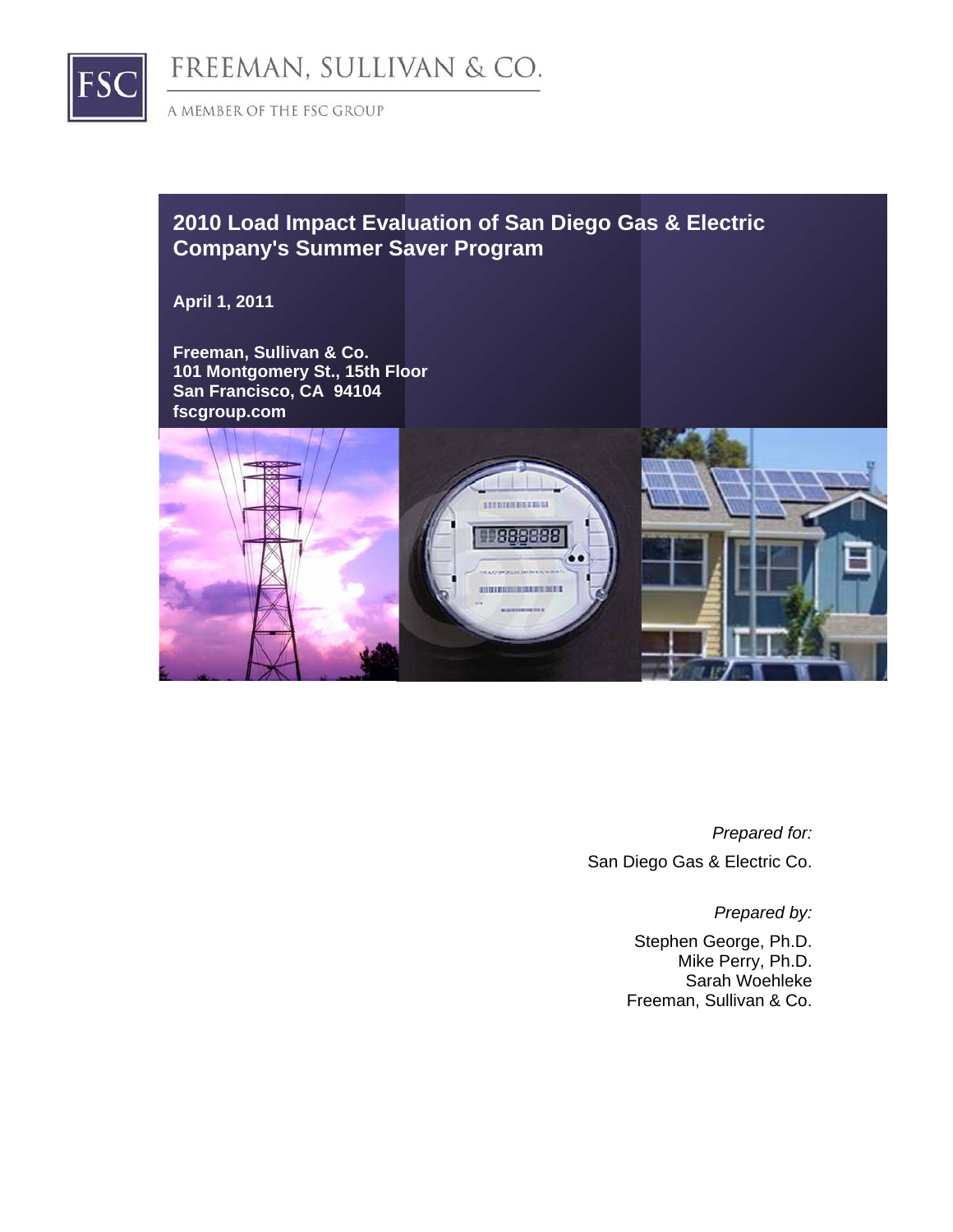FREEMAN, SULLIVAN & CO.

A MEMBER OF THE FSC GROUP

# 2010 Load Impact Evaluation of San Diego Gas & Electric Company's Summer Saver Program

**April 1, 2011**

**Freeman, Sullivan & Co.**
**101 Montgomery St., 15th Floor**
**San Francisco, CA 94104**
**fscgroup.com**

*Prepared for:*

San Diego Gas & Electric Co.

*Prepared by:*

Stephen George, Ph.D.
Mike Perry, Ph.D.
Sarah Woehleke
Freeman, Sullivan & Co.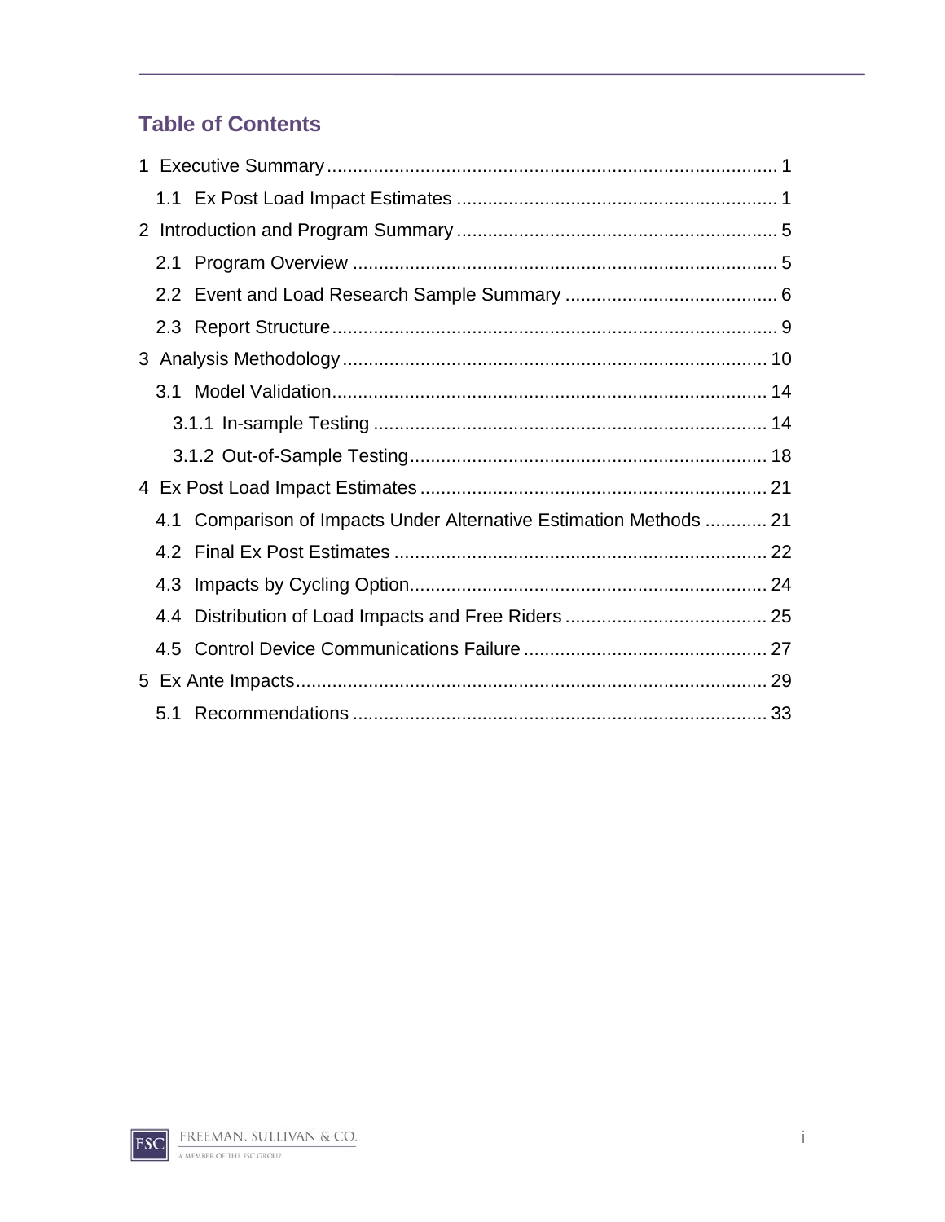## Table of Contents

1 Executive Summary ..... 1

- 1.1 Ex Post Load Impact Estimates ..... 1

2 Introduction and Program Summary ..... 5

- 2.1 Program Overview ..... 5
- 2.2 Event and Load Research Sample Summary ..... 6
- 2.3 Report Structure ..... 9

3 Analysis Methodology ..... 10

- 3.1 Model Validation ..... 14
  - 3.1.1 In-sample Testing ..... 14
  - 3.1.2 Out-of-Sample Testing ..... 18

4 Ex Post Load Impact Estimates ..... 21

- 4.1 Comparison of Impacts Under Alternative Estimation Methods ..... 21
- 4.2 Final Ex Post Estimates ..... 22
- 4.3 Impacts by Cycling Option ..... 24
- 4.4 Distribution of Load Impacts and Free Riders ..... 25
- 4.5 Control Device Communications Failure ..... 27

5 Ex Ante Impacts ..... 29

- 5.1 Recommendations ..... 33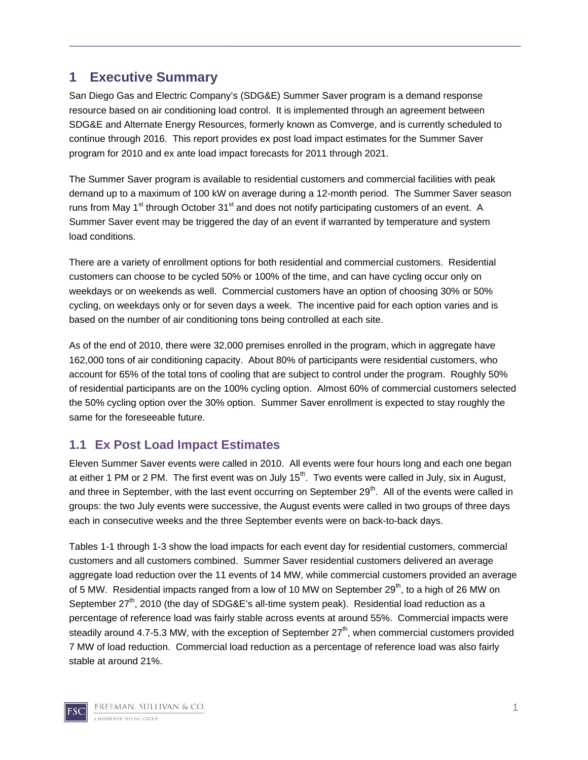# 1 Executive Summary

San Diego Gas and Electric Company's (SDG&E) Summer Saver program is a demand response resource based on air conditioning load control. It is implemented through an agreement between SDG&E and Alternate Energy Resources, formerly known as Comverge, and is currently scheduled to continue through 2016. This report provides ex post load impact estimates for the Summer Saver program for 2010 and ex ante load impact forecasts for 2011 through 2021.

The Summer Saver program is available to residential customers and commercial facilities with peak demand up to a maximum of 100 kW on average during a 12-month period. The Summer Saver season runs from May 1st through October 31st and does not notify participating customers of an event. A Summer Saver event may be triggered the day of an event if warranted by temperature and system load conditions.

There are a variety of enrollment options for both residential and commercial customers. Residential customers can choose to be cycled 50% or 100% of the time, and can have cycling occur only on weekdays or on weekends as well. Commercial customers have an option of choosing 30% or 50% cycling, on weekdays only or for seven days a week. The incentive paid for each option varies and is based on the number of air conditioning tons being controlled at each site.

As of the end of 2010, there were 32,000 premises enrolled in the program, which in aggregate have 162,000 tons of air conditioning capacity. About 80% of participants were residential customers, who account for 65% of the total tons of cooling that are subject to control under the program. Roughly 50% of residential participants are on the 100% cycling option. Almost 60% of commercial customers selected the 50% cycling option over the 30% option. Summer Saver enrollment is expected to stay roughly the same for the foreseeable future.

## 1.1 Ex Post Load Impact Estimates

Eleven Summer Saver events were called in 2010. All events were four hours long and each one began at either 1 PM or 2 PM. The first event was on July 15th. Two events were called in July, six in August, and three in September, with the last event occurring on September 29th. All of the events were called in groups: the two July events were successive, the August events were called in two groups of three days each in consecutive weeks and the three September events were on back-to-back days.

Tables 1-1 through 1-3 show the load impacts for each event day for residential customers, commercial customers and all customers combined. Summer Saver residential customers delivered an average aggregate load reduction over the 11 events of 14 MW, while commercial customers provided an average of 5 MW. Residential impacts ranged from a low of 10 MW on September 29th, to a high of 26 MW on September 27th, 2010 (the day of SDG&E's all-time system peak). Residential load reduction as a percentage of reference load was fairly stable across events at around 55%. Commercial impacts were steadily around 4.7-5.3 MW, with the exception of September 27th, when commercial customers provided 7 MW of load reduction. Commercial load reduction as a percentage of reference load was also fairly stable at around 21%.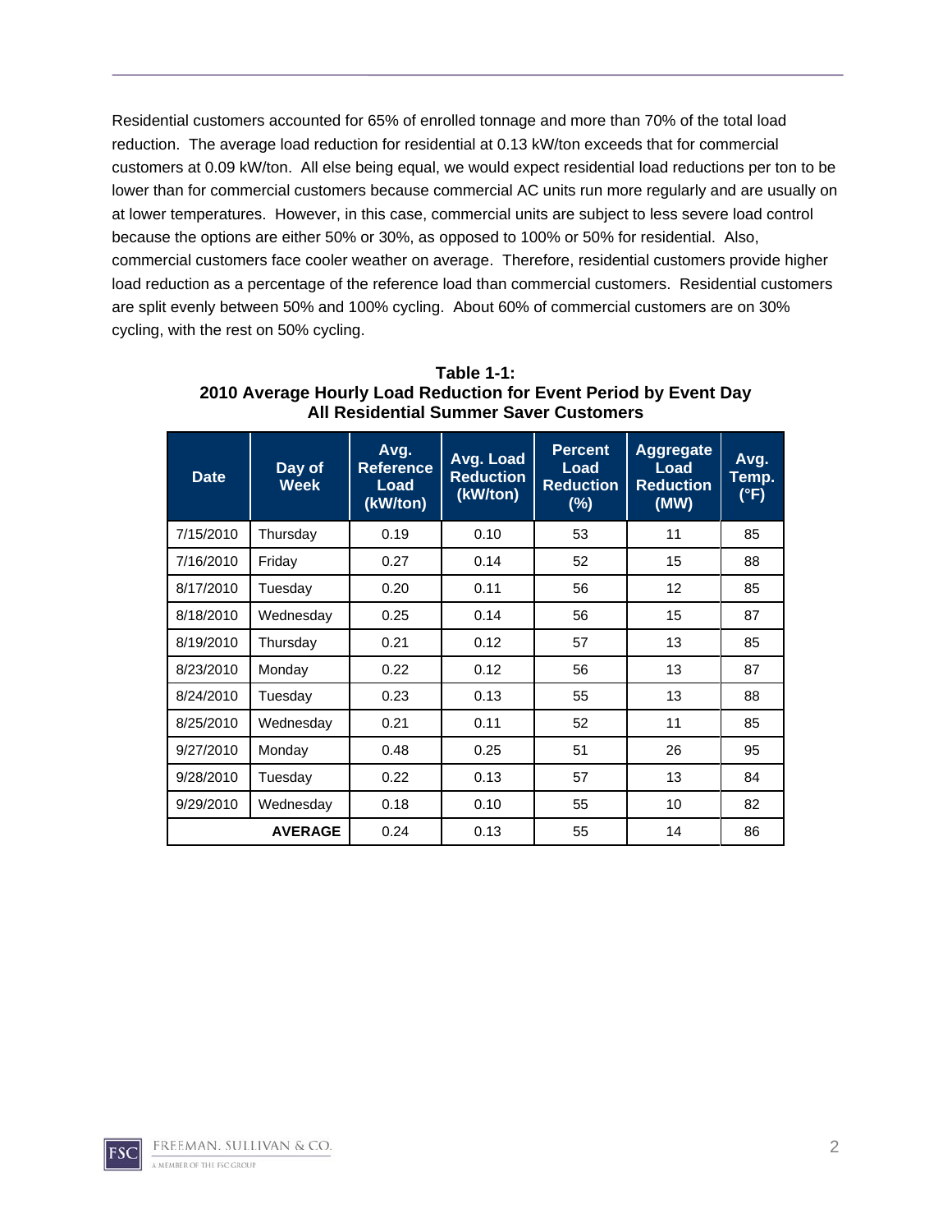Residential customers accounted for 65% of enrolled tonnage and more than 70% of the total load reduction. The average load reduction for residential at 0.13 kW/ton exceeds that for commercial customers at 0.09 kW/ton. All else being equal, we would expect residential load reductions per ton to be lower than for commercial customers because commercial AC units run more regularly and are usually on at lower temperatures. However, in this case, commercial units are subject to less severe load control because the options are either 50% or 30%, as opposed to 100% or 50% for residential. Also, commercial customers face cooler weather on average. Therefore, residential customers provide higher load reduction as a percentage of the reference load than commercial customers. Residential customers are split evenly between 50% and 100% cycling. About 60% of commercial customers are on 30% cycling, with the rest on 50% cycling.

**Table 1-1:**
**2010 Average Hourly Load Reduction for Event Period by Event Day**
**All Residential Summer Saver Customers**

| Date | Day of Week | Avg. Reference Load (kW/ton) | Avg. Load Reduction (kW/ton) | Percent Load Reduction (%) | Aggregate Load Reduction (MW) | Avg. Temp. (°F) |
|---|---|---|---|---|---|---|
| 7/15/2010 | Thursday | 0.19 | 0.10 | 53 | 11 | 85 |
| 7/16/2010 | Friday | 0.27 | 0.14 | 52 | 15 | 88 |
| 8/17/2010 | Tuesday | 0.20 | 0.11 | 56 | 12 | 85 |
| 8/18/2010 | Wednesday | 0.25 | 0.14 | 56 | 15 | 87 |
| 8/19/2010 | Thursday | 0.21 | 0.12 | 57 | 13 | 85 |
| 8/23/2010 | Monday | 0.22 | 0.12 | 56 | 13 | 87 |
| 8/24/2010 | Tuesday | 0.23 | 0.13 | 55 | 13 | 88 |
| 8/25/2010 | Wednesday | 0.21 | 0.11 | 52 | 11 | 85 |
| 9/27/2010 | Monday | 0.48 | 0.25 | 51 | 26 | 95 |
| 9/28/2010 | Tuesday | 0.22 | 0.13 | 57 | 13 | 84 |
| 9/29/2010 | Wednesday | 0.18 | 0.10 | 55 | 10 | 82 |
| | **AVERAGE** | 0.24 | 0.13 | 55 | 14 | 86 |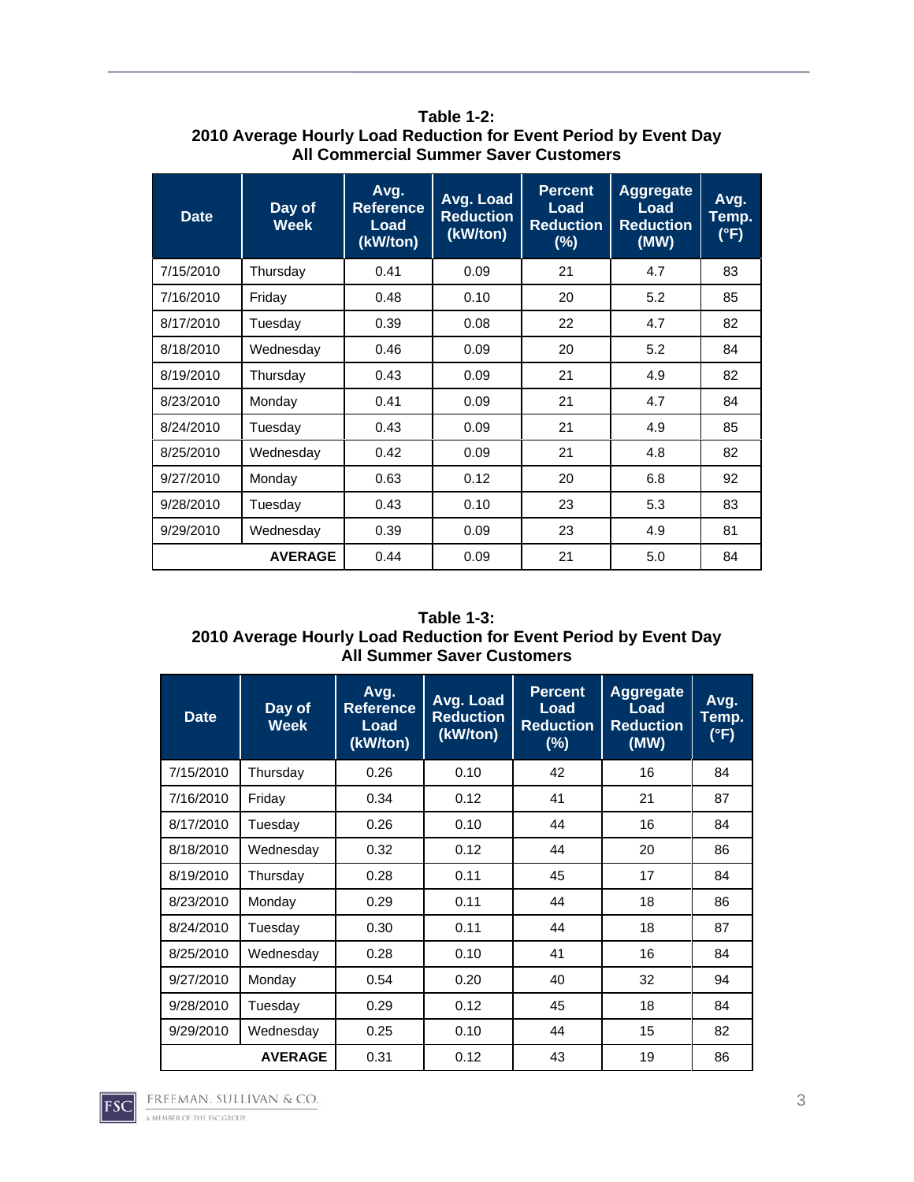**Table 1-2:**
**2010 Average Hourly Load Reduction for Event Period by Event Day**
**All Commercial Summer Saver Customers**

| Date | Day of Week | Avg. Reference Load (kW/ton) | Avg. Load Reduction (kW/ton) | Percent Load Reduction (%) | Aggregate Load Reduction (MW) | Avg. Temp. (°F) |
|---|---|---|---|---|---|---|
| 7/15/2010 | Thursday | 0.41 | 0.09 | 21 | 4.7 | 83 |
| 7/16/2010 | Friday | 0.48 | 0.10 | 20 | 5.2 | 85 |
| 8/17/2010 | Tuesday | 0.39 | 0.08 | 22 | 4.7 | 82 |
| 8/18/2010 | Wednesday | 0.46 | 0.09 | 20 | 5.2 | 84 |
| 8/19/2010 | Thursday | 0.43 | 0.09 | 21 | 4.9 | 82 |
| 8/23/2010 | Monday | 0.41 | 0.09 | 21 | 4.7 | 84 |
| 8/24/2010 | Tuesday | 0.43 | 0.09 | 21 | 4.9 | 85 |
| 8/25/2010 | Wednesday | 0.42 | 0.09 | 21 | 4.8 | 82 |
| 9/27/2010 | Monday | 0.63 | 0.12 | 20 | 6.8 | 92 |
| 9/28/2010 | Tuesday | 0.43 | 0.10 | 23 | 5.3 | 83 |
| 9/29/2010 | Wednesday | 0.39 | 0.09 | 23 | 4.9 | 81 |
| **AVERAGE** | | 0.44 | 0.09 | 21 | 5.0 | 84 |

**Table 1-3:**
**2010 Average Hourly Load Reduction for Event Period by Event Day**
**All Summer Saver Customers**

| Date | Day of Week | Avg. Reference Load (kW/ton) | Avg. Load Reduction (kW/ton) | Percent Load Reduction (%) | Aggregate Load Reduction (MW) | Avg. Temp. (°F) |
|---|---|---|---|---|---|---|
| 7/15/2010 | Thursday | 0.26 | 0.10 | 42 | 16 | 84 |
| 7/16/2010 | Friday | 0.34 | 0.12 | 41 | 21 | 87 |
| 8/17/2010 | Tuesday | 0.26 | 0.10 | 44 | 16 | 84 |
| 8/18/2010 | Wednesday | 0.32 | 0.12 | 44 | 20 | 86 |
| 8/19/2010 | Thursday | 0.28 | 0.11 | 45 | 17 | 84 |
| 8/23/2010 | Monday | 0.29 | 0.11 | 44 | 18 | 86 |
| 8/24/2010 | Tuesday | 0.30 | 0.11 | 44 | 18 | 87 |
| 8/25/2010 | Wednesday | 0.28 | 0.10 | 41 | 16 | 84 |
| 9/27/2010 | Monday | 0.54 | 0.20 | 40 | 32 | 94 |
| 9/28/2010 | Tuesday | 0.29 | 0.12 | 45 | 18 | 84 |
| 9/29/2010 | Wednesday | 0.25 | 0.10 | 44 | 15 | 82 |
| **AVERAGE** | | 0.31 | 0.12 | 43 | 19 | 86 |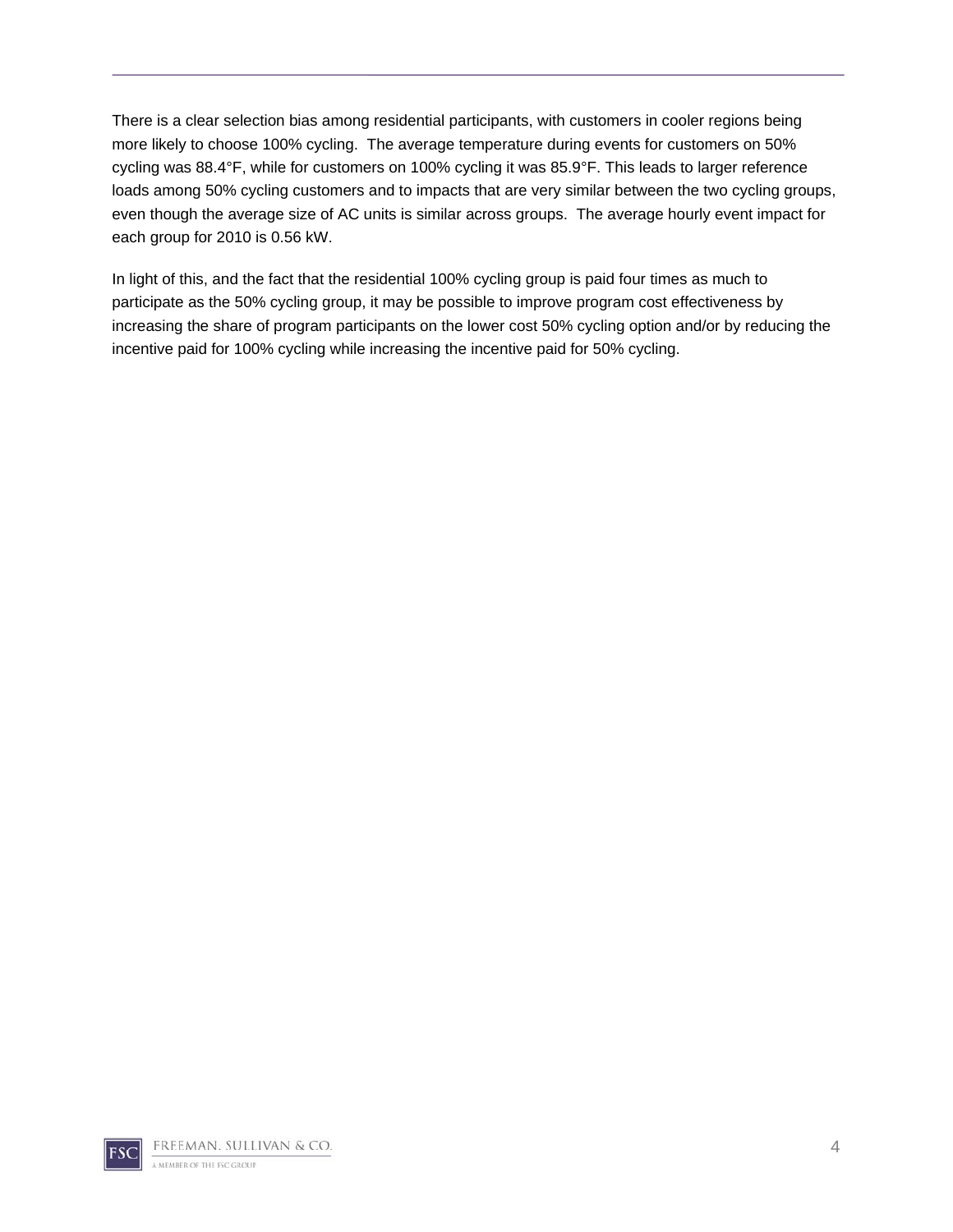There is a clear selection bias among residential participants, with customers in cooler regions being more likely to choose 100% cycling. The average temperature during events for customers on 50% cycling was 88.4°F, while for customers on 100% cycling it was 85.9°F. This leads to larger reference loads among 50% cycling customers and to impacts that are very similar between the two cycling groups, even though the average size of AC units is similar across groups. The average hourly event impact for each group for 2010 is 0.56 kW.

In light of this, and the fact that the residential 100% cycling group is paid four times as much to participate as the 50% cycling group, it may be possible to improve program cost effectiveness by increasing the share of program participants on the lower cost 50% cycling option and/or by reducing the incentive paid for 100% cycling while increasing the incentive paid for 50% cycling.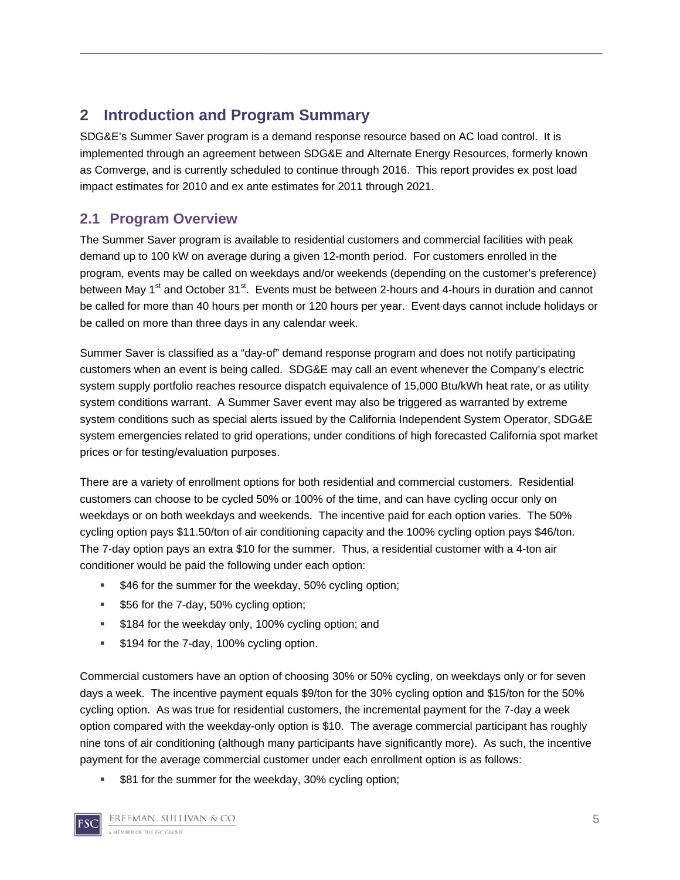## 2 Introduction and Program Summary

SDG&E's Summer Saver program is a demand response resource based on AC load control. It is implemented through an agreement between SDG&E and Alternate Energy Resources, formerly known as Comverge, and is currently scheduled to continue through 2016. This report provides ex post load impact estimates for 2010 and ex ante estimates for 2011 through 2021.

### 2.1 Program Overview

The Summer Saver program is available to residential customers and commercial facilities with peak demand up to 100 kW on average during a given 12-month period. For customers enrolled in the program, events may be called on weekdays and/or weekends (depending on the customer's preference) between May 1st and October 31st. Events must be between 2-hours and 4-hours in duration and cannot be called for more than 40 hours per month or 120 hours per year. Event days cannot include holidays or be called on more than three days in any calendar week.

Summer Saver is classified as a "day-of" demand response program and does not notify participating customers when an event is being called. SDG&E may call an event whenever the Company's electric system supply portfolio reaches resource dispatch equivalence of 15,000 Btu/kWh heat rate, or as utility system conditions warrant. A Summer Saver event may also be triggered as warranted by extreme system conditions such as special alerts issued by the California Independent System Operator, SDG&E system emergencies related to grid operations, under conditions of high forecasted California spot market prices or for testing/evaluation purposes.

There are a variety of enrollment options for both residential and commercial customers. Residential customers can choose to be cycled 50% or 100% of the time, and can have cycling occur only on weekdays or on both weekdays and weekends. The incentive paid for each option varies. The 50% cycling option pays $11.50/ton of air conditioning capacity and the 100% cycling option pays $46/ton. The 7-day option pays an extra $10 for the summer. Thus, a residential customer with a 4-ton air conditioner would be paid the following under each option:

- $46 for the summer for the weekday, 50% cycling option;
- $56 for the 7-day, 50% cycling option;
- $184 for the weekday only, 100% cycling option; and
- $194 for the 7-day, 100% cycling option.

Commercial customers have an option of choosing 30% or 50% cycling, on weekdays only or for seven days a week. The incentive payment equals $9/ton for the 30% cycling option and $15/ton for the 50% cycling option. As was true for residential customers, the incremental payment for the 7-day a week option compared with the weekday-only option is $10. The average commercial participant has roughly nine tons of air conditioning (although many participants have significantly more). As such, the incentive payment for the average commercial customer under each enrollment option is as follows:

- $81 for the summer for the weekday, 30% cycling option;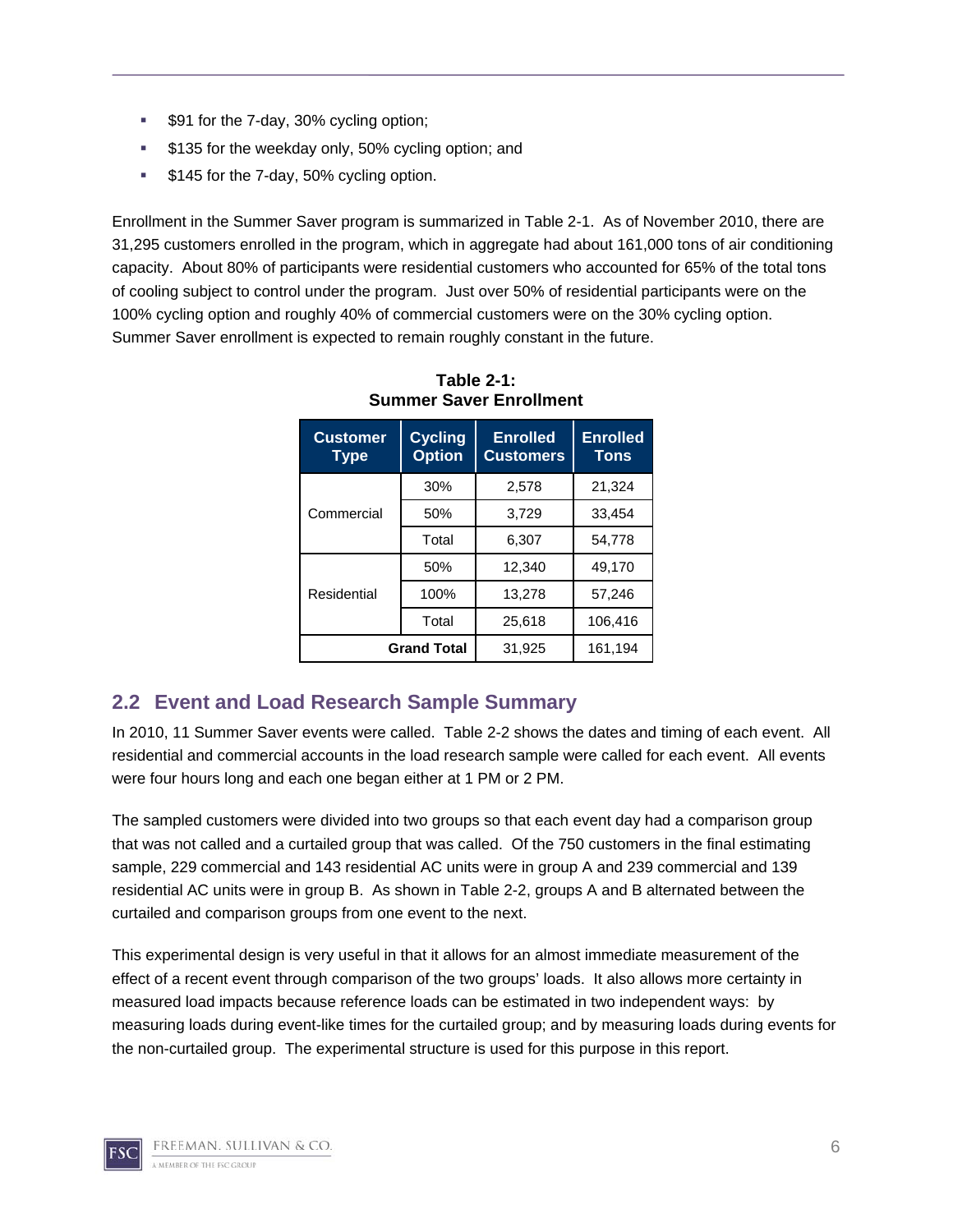- $91 for the 7-day, 30% cycling option;
- $135 for the weekday only, 50% cycling option; and
- $145 for the 7-day, 50% cycling option.

Enrollment in the Summer Saver program is summarized in Table 2-1. As of November 2010, there are 31,295 customers enrolled in the program, which in aggregate had about 161,000 tons of air conditioning capacity. About 80% of participants were residential customers who accounted for 65% of the total tons of cooling subject to control under the program. Just over 50% of residential participants were on the 100% cycling option and roughly 40% of commercial customers were on the 30% cycling option. Summer Saver enrollment is expected to remain roughly constant in the future.

**Table 2-1: Summer Saver Enrollment**

| Customer Type | Cycling Option | Enrolled Customers | Enrolled Tons |
|---|---|---|---|
| Commercial | 30% | 2,578 | 21,324 |
| | 50% | 3,729 | 33,454 |
| | Total | 6,307 | 54,778 |
| Residential | 50% | 12,340 | 49,170 |
| | 100% | 13,278 | 57,246 |
| | Total | 25,618 | 106,416 |
| **Grand Total** | | 31,925 | 161,194 |

## 2.2 Event and Load Research Sample Summary

In 2010, 11 Summer Saver events were called. Table 2-2 shows the dates and timing of each event. All residential and commercial accounts in the load research sample were called for each event. All events were four hours long and each one began either at 1 PM or 2 PM.

The sampled customers were divided into two groups so that each event day had a comparison group that was not called and a curtailed group that was called. Of the 750 customers in the final estimating sample, 229 commercial and 143 residential AC units were in group A and 239 commercial and 139 residential AC units were in group B. As shown in Table 2-2, groups A and B alternated between the curtailed and comparison groups from one event to the next.

This experimental design is very useful in that it allows for an almost immediate measurement of the effect of a recent event through comparison of the two groups' loads. It also allows more certainty in measured load impacts because reference loads can be estimated in two independent ways: by measuring loads during event-like times for the curtailed group; and by measuring loads during events for the non-curtailed group. The experimental structure is used for this purpose in this report.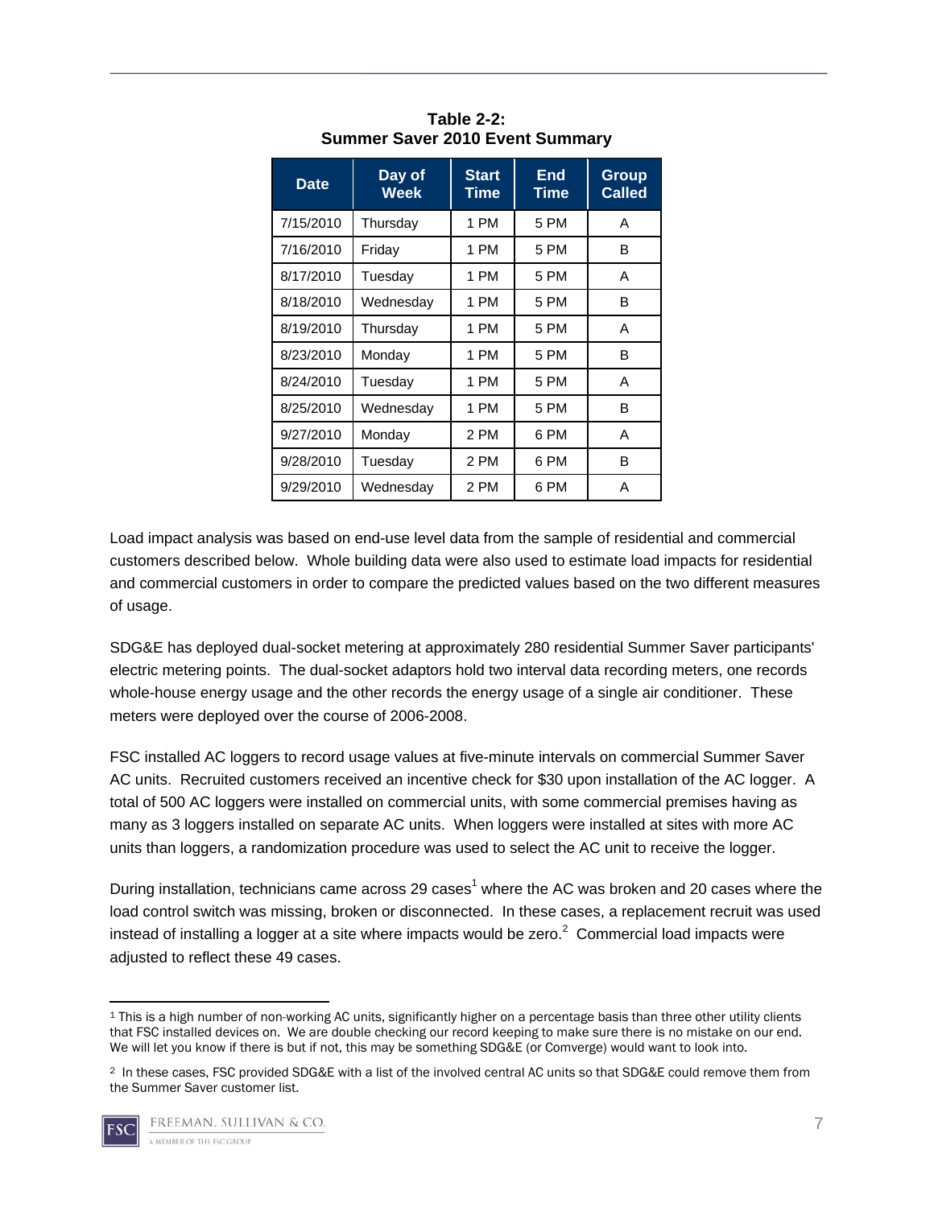**Table 2-2:**
**Summer Saver 2010 Event Summary**

| Date | Day of Week | Start Time | End Time | Group Called |
|---|---|---|---|---|
| 7/15/2010 | Thursday | 1 PM | 5 PM | A |
| 7/16/2010 | Friday | 1 PM | 5 PM | B |
| 8/17/2010 | Tuesday | 1 PM | 5 PM | A |
| 8/18/2010 | Wednesday | 1 PM | 5 PM | B |
| 8/19/2010 | Thursday | 1 PM | 5 PM | A |
| 8/23/2010 | Monday | 1 PM | 5 PM | B |
| 8/24/2010 | Tuesday | 1 PM | 5 PM | A |
| 8/25/2010 | Wednesday | 1 PM | 5 PM | B |
| 9/27/2010 | Monday | 2 PM | 6 PM | A |
| 9/28/2010 | Tuesday | 2 PM | 6 PM | B |
| 9/29/2010 | Wednesday | 2 PM | 6 PM | A |

Load impact analysis was based on end-use level data from the sample of residential and commercial customers described below. Whole building data were also used to estimate load impacts for residential and commercial customers in order to compare the predicted values based on the two different measures of usage.

SDG&E has deployed dual-socket metering at approximately 280 residential Summer Saver participants' electric metering points. The dual-socket adaptors hold two interval data recording meters, one records whole-house energy usage and the other records the energy usage of a single air conditioner. These meters were deployed over the course of 2006-2008.

FSC installed AC loggers to record usage values at five-minute intervals on commercial Summer Saver AC units. Recruited customers received an incentive check for $30 upon installation of the AC logger. A total of 500 AC loggers were installed on commercial units, with some commercial premises having as many as 3 loggers installed on separate AC units. When loggers were installed at sites with more AC units than loggers, a randomization procedure was used to select the AC unit to receive the logger.

During installation, technicians came across 29 cases[1] where the AC was broken and 20 cases where the load control switch was missing, broken or disconnected. In these cases, a replacement recruit was used instead of installing a logger at a site where impacts would be zero.[2] Commercial load impacts were adjusted to reflect these 49 cases.

[1] This is a high number of non-working AC units, significantly higher on a percentage basis than three other utility clients that FSC installed devices on. We are double checking our record keeping to make sure there is no mistake on our end. We will let you know if there is but if not, this may be something SDG&E (or Comverge) would want to look into.

[2] In these cases, FSC provided SDG&E with a list of the involved central AC units so that SDG&E could remove them from the Summer Saver customer list.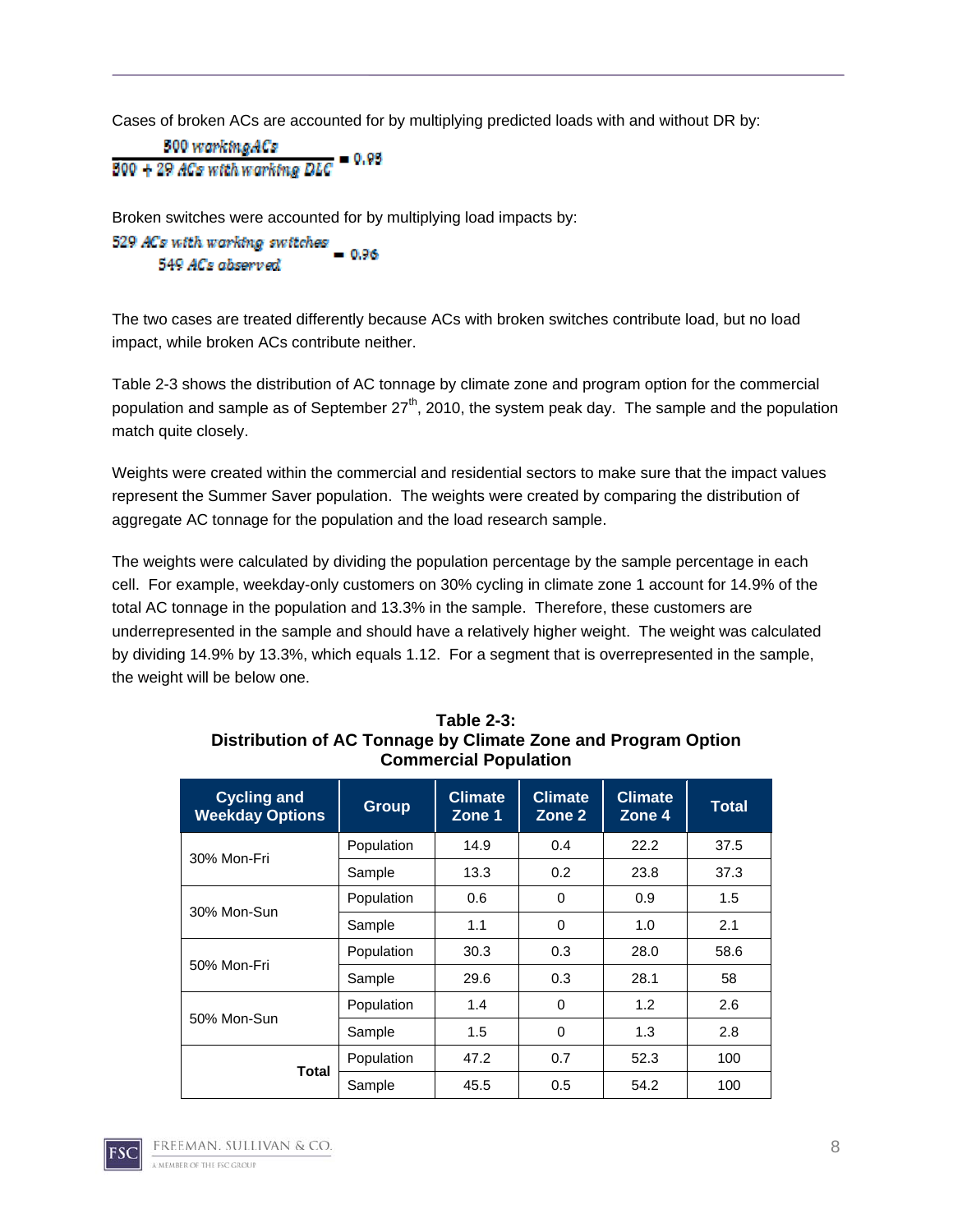Cases of broken ACs are accounted for by multiplying predicted loads with and without DR by:

$$\frac{500\ working ACs}{500 + 29\ ACs\ with\ working\ DLC} = 0.95$$

Broken switches were accounted for by multiplying load impacts by:

$$\frac{529\ ACs\ with\ working\ switches}{549\ ACs\ observed} = 0.96$$

The two cases are treated differently because ACs with broken switches contribute load, but no load impact, while broken ACs contribute neither.

Table 2-3 shows the distribution of AC tonnage by climate zone and program option for the commercial population and sample as of September 27th, 2010, the system peak day. The sample and the population match quite closely.

Weights were created within the commercial and residential sectors to make sure that the impact values represent the Summer Saver population. The weights were created by comparing the distribution of aggregate AC tonnage for the population and the load research sample.

The weights were calculated by dividing the population percentage by the sample percentage in each cell. For example, weekday-only customers on 30% cycling in climate zone 1 account for 14.9% of the total AC tonnage in the population and 13.3% in the sample. Therefore, these customers are underrepresented in the sample and should have a relatively higher weight. The weight was calculated by dividing 14.9% by 13.3%, which equals 1.12. For a segment that is overrepresented in the sample, the weight will be below one.

**Table 2-3: Distribution of AC Tonnage by Climate Zone and Program Option Commercial Population**

| Cycling and Weekday Options | Group | Climate Zone 1 | Climate Zone 2 | Climate Zone 4 | Total |
|---|---|---|---|---|---|
| 30% Mon-Fri | Population | 14.9 | 0.4 | 22.2 | 37.5 |
| | Sample | 13.3 | 0.2 | 23.8 | 37.3 |
| 30% Mon-Sun | Population | 0.6 | 0 | 0.9 | 1.5 |
| | Sample | 1.1 | 0 | 1.0 | 2.1 |
| 50% Mon-Fri | Population | 30.3 | 0.3 | 28.0 | 58.6 |
| | Sample | 29.6 | 0.3 | 28.1 | 58 |
| 50% Mon-Sun | Population | 1.4 | 0 | 1.2 | 2.6 |
| | Sample | 1.5 | 0 | 1.3 | 2.8 |
| **Total** | Population | 47.2 | 0.7 | 52.3 | 100 |
| | Sample | 45.5 | 0.5 | 54.2 | 100 |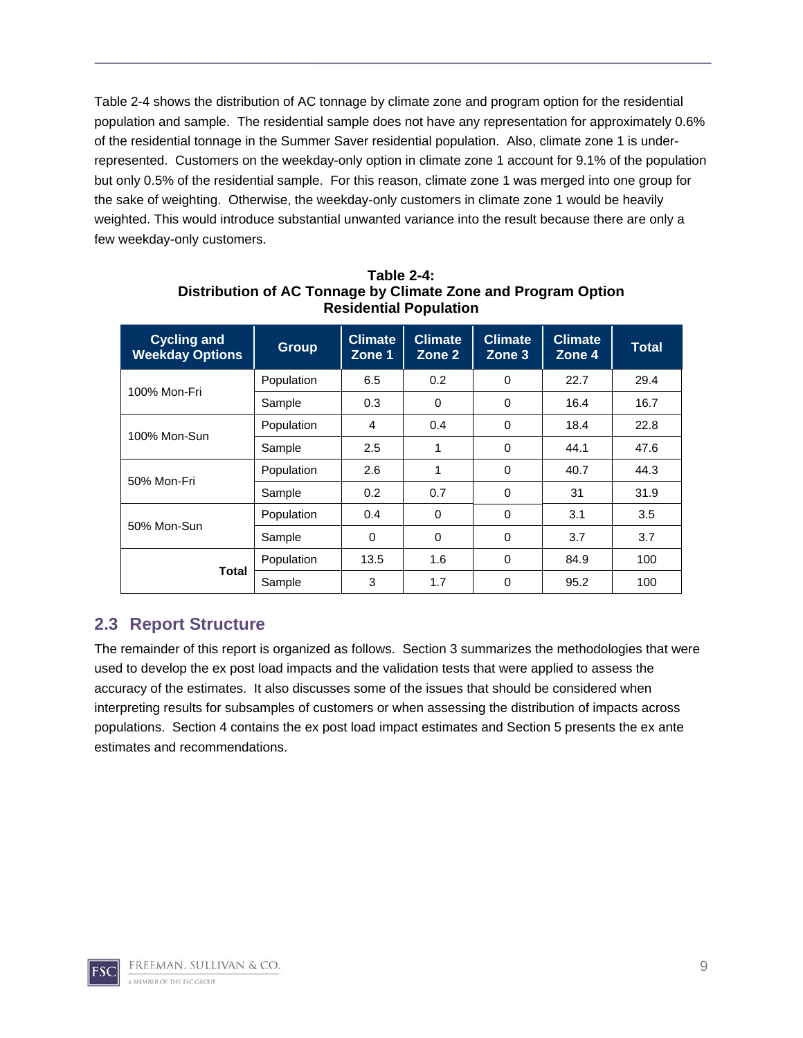Table 2-4 shows the distribution of AC tonnage by climate zone and program option for the residential population and sample. The residential sample does not have any representation for approximately 0.6% of the residential tonnage in the Summer Saver residential population. Also, climate zone 1 is under-represented. Customers on the weekday-only option in climate zone 1 account for 9.1% of the population but only 0.5% of the residential sample. For this reason, climate zone 1 was merged into one group for the sake of weighting. Otherwise, the weekday-only customers in climate zone 1 would be heavily weighted. This would introduce substantial unwanted variance into the result because there are only a few weekday-only customers.

**Table 2-4:**
**Distribution of AC Tonnage by Climate Zone and Program Option**
**Residential Population**

| Cycling and Weekday Options | Group | Climate Zone 1 | Climate Zone 2 | Climate Zone 3 | Climate Zone 4 | Total |
|---|---|---|---|---|---|---|
| 100% Mon-Fri | Population | 6.5 | 0.2 | 0 | 22.7 | 29.4 |
| | Sample | 0.3 | 0 | 0 | 16.4 | 16.7 |
| 100% Mon-Sun | Population | 4 | 0.4 | 0 | 18.4 | 22.8 |
| | Sample | 2.5 | 1 | 0 | 44.1 | 47.6 |
| 50% Mon-Fri | Population | 2.6 | 1 | 0 | 40.7 | 44.3 |
| | Sample | 0.2 | 0.7 | 0 | 31 | 31.9 |
| 50% Mon-Sun | Population | 0.4 | 0 | 0 | 3.1 | 3.5 |
| | Sample | 0 | 0 | 0 | 3.7 | 3.7 |
| **Total** | Population | 13.5 | 1.6 | 0 | 84.9 | 100 |
| | Sample | 3 | 1.7 | 0 | 95.2 | 100 |

## 2.3 Report Structure

The remainder of this report is organized as follows. Section 3 summarizes the methodologies that were used to develop the ex post load impacts and the validation tests that were applied to assess the accuracy of the estimates. It also discusses some of the issues that should be considered when interpreting results for subsamples of customers or when assessing the distribution of impacts across populations. Section 4 contains the ex post load impact estimates and Section 5 presents the ex ante estimates and recommendations.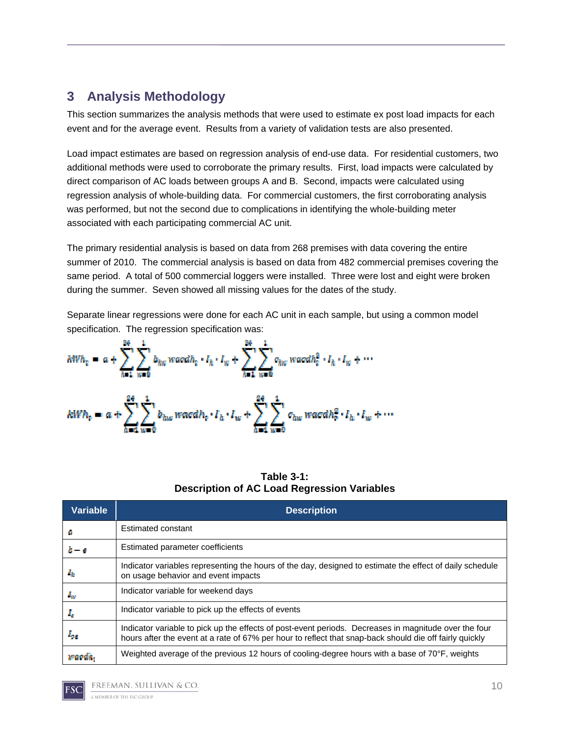## 3 Analysis Methodology

This section summarizes the analysis methods that were used to estimate ex post load impacts for each event and for the average event. Results from a variety of validation tests are also presented.

Load impact estimates are based on regression analysis of end-use data. For residential customers, two additional methods were used to corroborate the primary results. First, load impacts were calculated by direct comparison of AC loads between groups A and B. Second, impacts were calculated using regression analysis of whole-building data. For commercial customers, the first corroborating analysis was performed, but not the second due to complications in identifying the whole-building meter associated with each participating commercial AC unit.

The primary residential analysis is based on data from 268 premises with data covering the entire summer of 2010. The commercial analysis is based on data from 482 commercial premises covering the same period. A total of 500 commercial loggers were installed. Three were lost and eight were broken during the summer. Seven showed all missing values for the dates of the study.

Separate linear regressions were done for each AC unit in each sample, but using a common model specification. The regression specification was:

$$kWh_t = a + \sum_{h=1}^{24}\sum_{w=0}^{1} b_{hw}\, wacdh_t \cdot I_h \cdot I_w + \sum_{h=1}^{24}\sum_{w=0}^{1} c_{hw}\, wacdh_t^2 \cdot I_h \cdot I_w + \cdots$$

$$kWh_t = a + \sum_{h=1}^{24}\sum_{w=0}^{1} b_{hw}\, wacdh_t \cdot I_h \cdot I_w + \sum_{h=1}^{24}\sum_{w=0}^{1} c_{hw}\, wacdh_t^2 \cdot I_h \cdot I_w + \cdots$$

**Table 3-1: Description of AC Load Regression Variables**

| Variable | Description |
| --- | --- |
| $a$ | Estimated constant |
| $b - e$ | Estimated parameter coefficients |
| $I_h$ | Indicator variables representing the hours of the day, designed to estimate the effect of daily schedule on usage behavior and event impacts |
| $I_w$ | Indicator variable for weekend days |
| $I_e$ | Indicator variable to pick up the effects of events |
| $I_{pe}$ | Indicator variable to pick up the effects of post-event periods. Decreases in magnitude over the four hours after the event at a rate of 67% per hour to reflect that snap-back should die off fairly quickly |
| $wacdh_t$ | Weighted average of the previous 12 hours of cooling-degree hours with a base of 70°F, weights |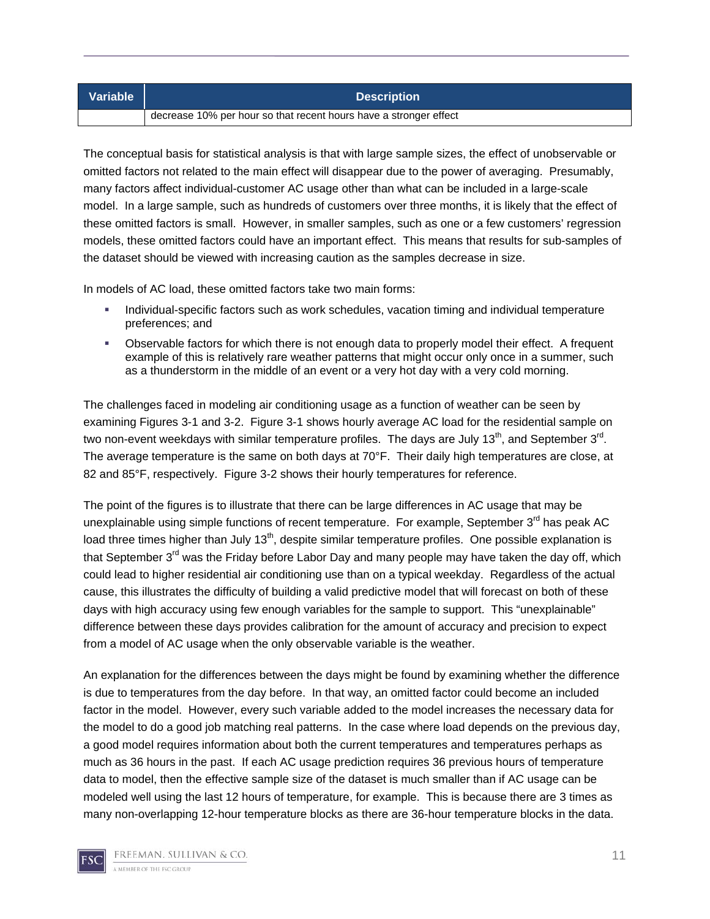| Variable | Description |
| --- | --- |
| | decrease 10% per hour so that recent hours have a stronger effect |

The conceptual basis for statistical analysis is that with large sample sizes, the effect of unobservable or omitted factors not related to the main effect will disappear due to the power of averaging. Presumably, many factors affect individual-customer AC usage other than what can be included in a large-scale model. In a large sample, such as hundreds of customers over three months, it is likely that the effect of these omitted factors is small. However, in smaller samples, such as one or a few customers' regression models, these omitted factors could have an important effect. This means that results for sub-samples of the dataset should be viewed with increasing caution as the samples decrease in size.

In models of AC load, these omitted factors take two main forms:

- Individual-specific factors such as work schedules, vacation timing and individual temperature preferences; and
- Observable factors for which there is not enough data to properly model their effect. A frequent example of this is relatively rare weather patterns that might occur only once in a summer, such as a thunderstorm in the middle of an event or a very hot day with a very cold morning.

The challenges faced in modeling air conditioning usage as a function of weather can be seen by examining Figures 3-1 and 3-2. Figure 3-1 shows hourly average AC load for the residential sample on two non-event weekdays with similar temperature profiles. The days are July 13th, and September 3rd. The average temperature is the same on both days at 70°F. Their daily high temperatures are close, at 82 and 85°F, respectively. Figure 3-2 shows their hourly temperatures for reference.

The point of the figures is to illustrate that there can be large differences in AC usage that may be unexplainable using simple functions of recent temperature. For example, September 3rd has peak AC load three times higher than July 13th, despite similar temperature profiles. One possible explanation is that September 3rd was the Friday before Labor Day and many people may have taken the day off, which could lead to higher residential air conditioning use than on a typical weekday. Regardless of the actual cause, this illustrates the difficulty of building a valid predictive model that will forecast on both of these days with high accuracy using few enough variables for the sample to support. This "unexplainable" difference between these days provides calibration for the amount of accuracy and precision to expect from a model of AC usage when the only observable variable is the weather.

An explanation for the differences between the days might be found by examining whether the difference is due to temperatures from the day before. In that way, an omitted factor could become an included factor in the model. However, every such variable added to the model increases the necessary data for the model to do a good job matching real patterns. In the case where load depends on the previous day, a good model requires information about both the current temperatures and temperatures perhaps as much as 36 hours in the past. If each AC usage prediction requires 36 previous hours of temperature data to model, then the effective sample size of the dataset is much smaller than if AC usage can be modeled well using the last 12 hours of temperature, for example. This is because there are 3 times as many non-overlapping 12-hour temperature blocks as there are 36-hour temperature blocks in the data.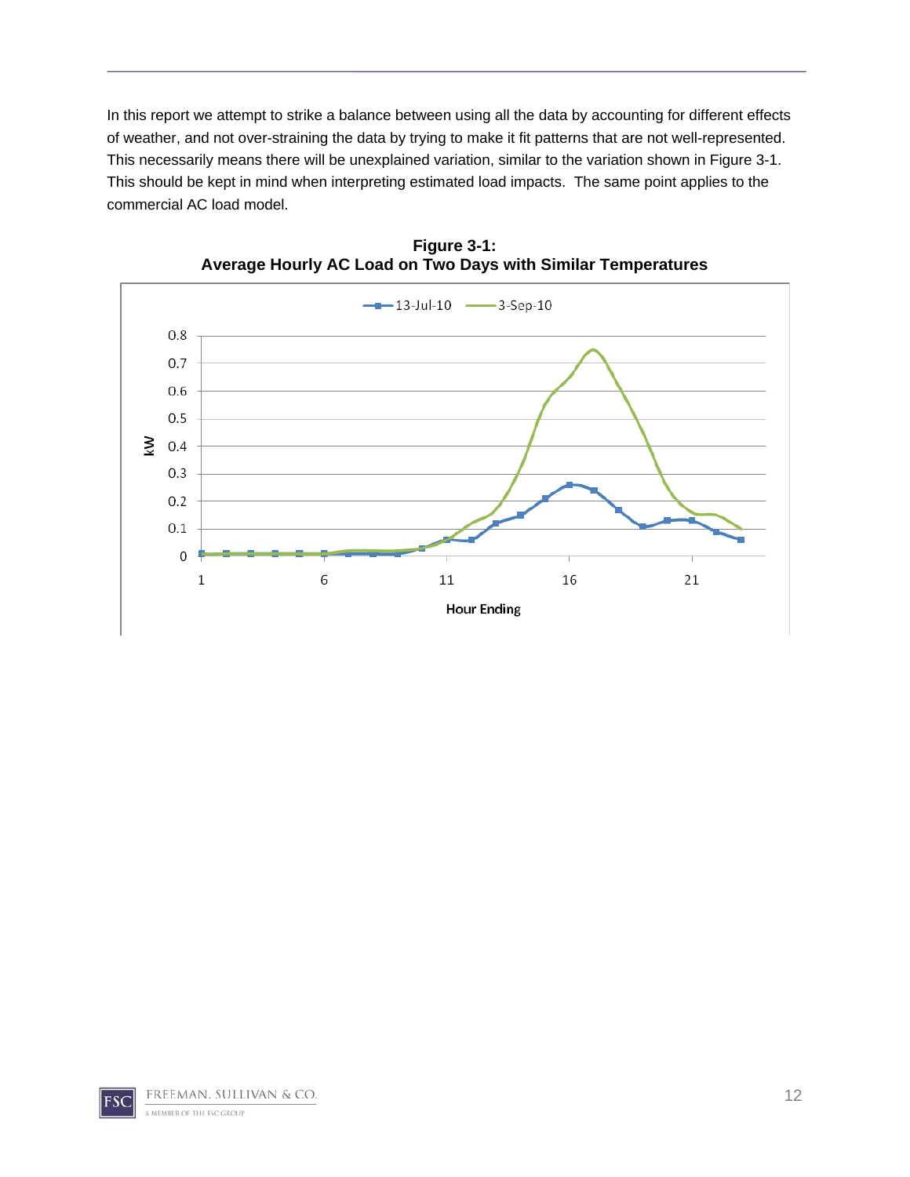In this report we attempt to strike a balance between using all the data by accounting for different effects of weather, and not over-straining the data by trying to make it fit patterns that are not well-represented. This necessarily means there will be unexplained variation, similar to the variation shown in Figure 3-1. This should be kept in mind when interpreting estimated load impacts. The same point applies to the commercial AC load model.

**Figure 3-1:**
**Average Hourly AC Load on Two Days with Similar Temperatures**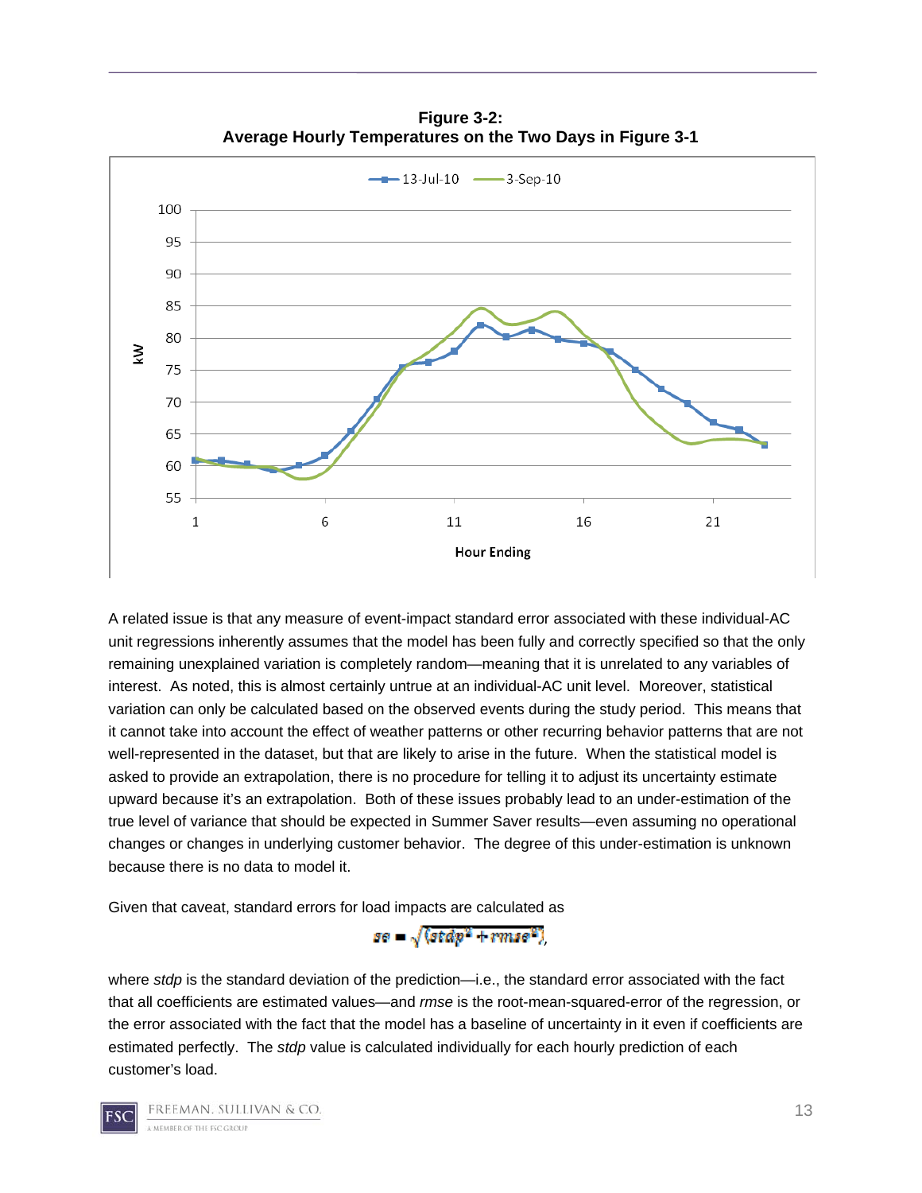**Figure 3-2:**
**Average Hourly Temperatures on the Two Days in Figure 3-1**

A related issue is that any measure of event-impact standard error associated with these individual-AC unit regressions inherently assumes that the model has been fully and correctly specified so that the only remaining unexplained variation is completely random—meaning that it is unrelated to any variables of interest. As noted, this is almost certainly untrue at an individual-AC unit level. Moreover, statistical variation can only be calculated based on the observed events during the study period. This means that it cannot take into account the effect of weather patterns or other recurring behavior patterns that are not well-represented in the dataset, but that are likely to arise in the future. When the statistical model is asked to provide an extrapolation, there is no procedure for telling it to adjust its uncertainty estimate upward because it's an extrapolation. Both of these issues probably lead to an under-estimation of the true level of variance that should be expected in Summer Saver results—even assuming no operational changes or changes in underlying customer behavior. The degree of this under-estimation is unknown because there is no data to model it.

Given that caveat, standard errors for load impacts are calculated as

$$se = \sqrt{(stdp^2 + rmse^2)},$$

where *stdp* is the standard deviation of the prediction—i.e., the standard error associated with the fact that all coefficients are estimated values—and *rmse* is the root-mean-squared-error of the regression, or the error associated with the fact that the model has a baseline of uncertainty in it even if coefficients are estimated perfectly. The *stdp* value is calculated individually for each hourly prediction of each customer's load.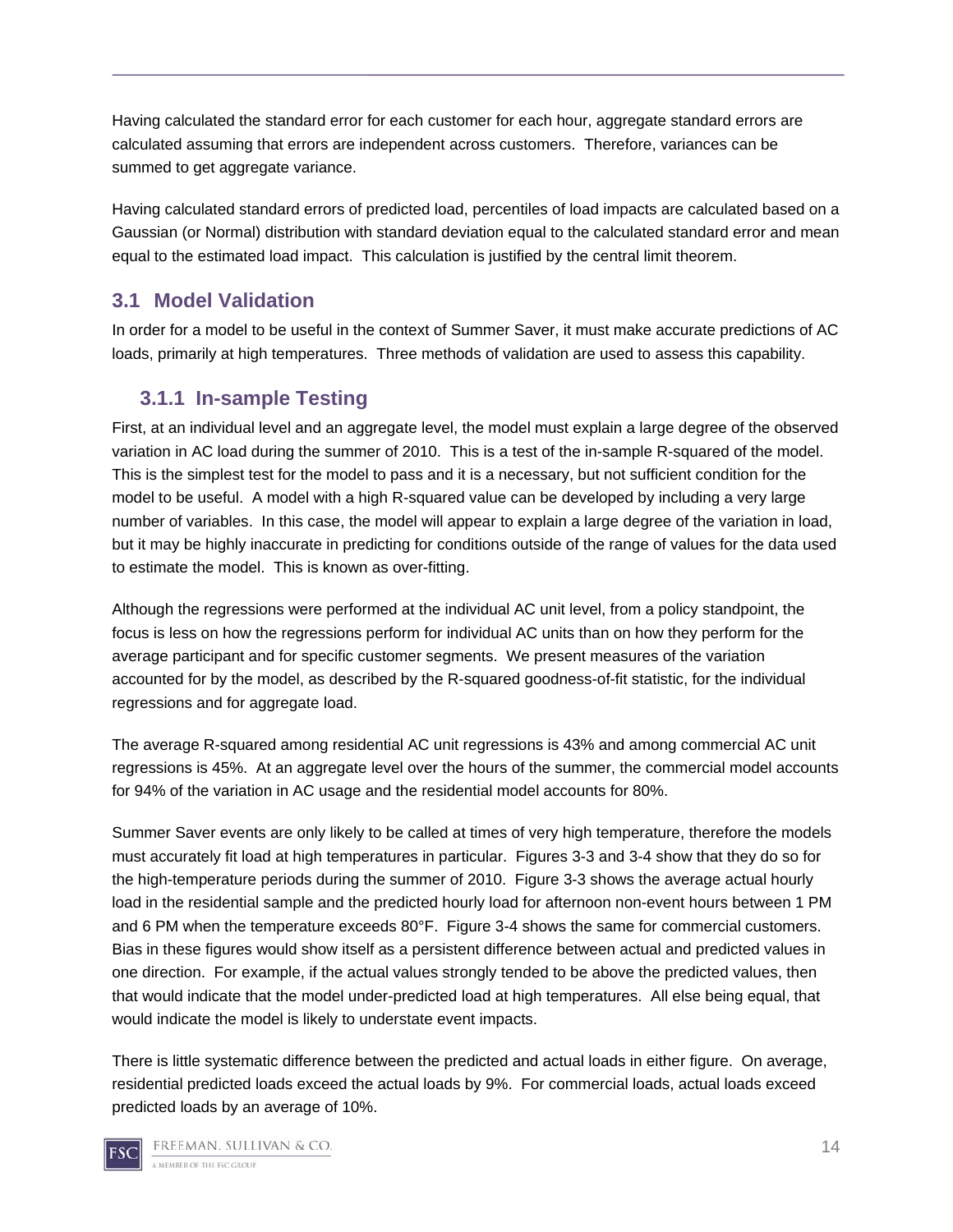Having calculated the standard error for each customer for each hour, aggregate standard errors are calculated assuming that errors are independent across customers. Therefore, variances can be summed to get aggregate variance.

Having calculated standard errors of predicted load, percentiles of load impacts are calculated based on a Gaussian (or Normal) distribution with standard deviation equal to the calculated standard error and mean equal to the estimated load impact. This calculation is justified by the central limit theorem.

## 3.1 Model Validation

In order for a model to be useful in the context of Summer Saver, it must make accurate predictions of AC loads, primarily at high temperatures. Three methods of validation are used to assess this capability.

### 3.1.1 In-sample Testing

First, at an individual level and an aggregate level, the model must explain a large degree of the observed variation in AC load during the summer of 2010. This is a test of the in-sample R-squared of the model. This is the simplest test for the model to pass and it is a necessary, but not sufficient condition for the model to be useful. A model with a high R-squared value can be developed by including a very large number of variables. In this case, the model will appear to explain a large degree of the variation in load, but it may be highly inaccurate in predicting for conditions outside of the range of values for the data used to estimate the model. This is known as over-fitting.

Although the regressions were performed at the individual AC unit level, from a policy standpoint, the focus is less on how the regressions perform for individual AC units than on how they perform for the average participant and for specific customer segments. We present measures of the variation accounted for by the model, as described by the R-squared goodness-of-fit statistic, for the individual regressions and for aggregate load.

The average R-squared among residential AC unit regressions is 43% and among commercial AC unit regressions is 45%. At an aggregate level over the hours of the summer, the commercial model accounts for 94% of the variation in AC usage and the residential model accounts for 80%.

Summer Saver events are only likely to be called at times of very high temperature, therefore the models must accurately fit load at high temperatures in particular. Figures 3-3 and 3-4 show that they do so for the high-temperature periods during the summer of 2010. Figure 3-3 shows the average actual hourly load in the residential sample and the predicted hourly load for afternoon non-event hours between 1 PM and 6 PM when the temperature exceeds 80°F. Figure 3-4 shows the same for commercial customers. Bias in these figures would show itself as a persistent difference between actual and predicted values in one direction. For example, if the actual values strongly tended to be above the predicted values, then that would indicate that the model under-predicted load at high temperatures. All else being equal, that would indicate the model is likely to understate event impacts.

There is little systematic difference between the predicted and actual loads in either figure. On average, residential predicted loads exceed the actual loads by 9%. For commercial loads, actual loads exceed predicted loads by an average of 10%.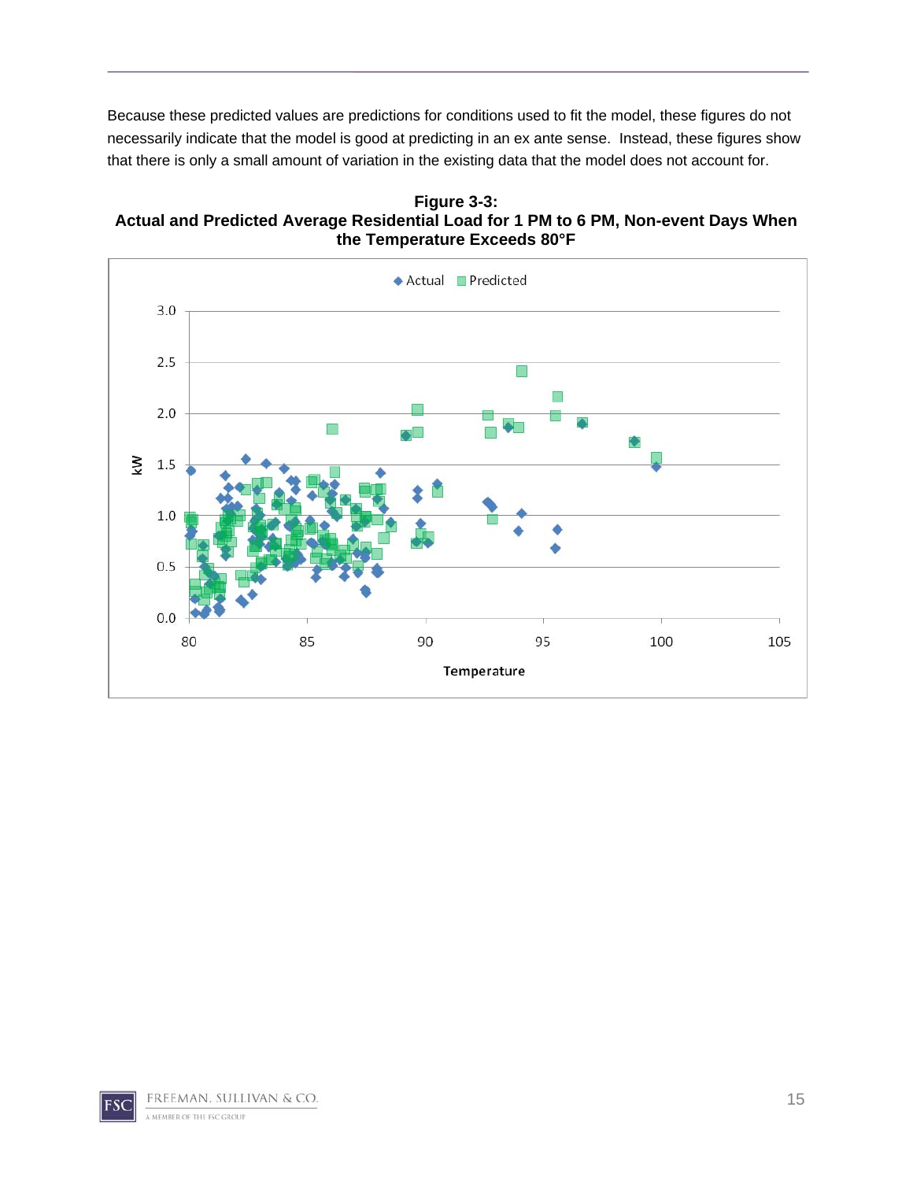Because these predicted values are predictions for conditions used to fit the model, these figures do not necessarily indicate that the model is good at predicting in an ex ante sense. Instead, these figures show that there is only a small amount of variation in the existing data that the model does not account for.

**Figure 3-3:**
**Actual and Predicted Average Residential Load for 1 PM to 6 PM, Non-event Days When the Temperature Exceeds 80°F**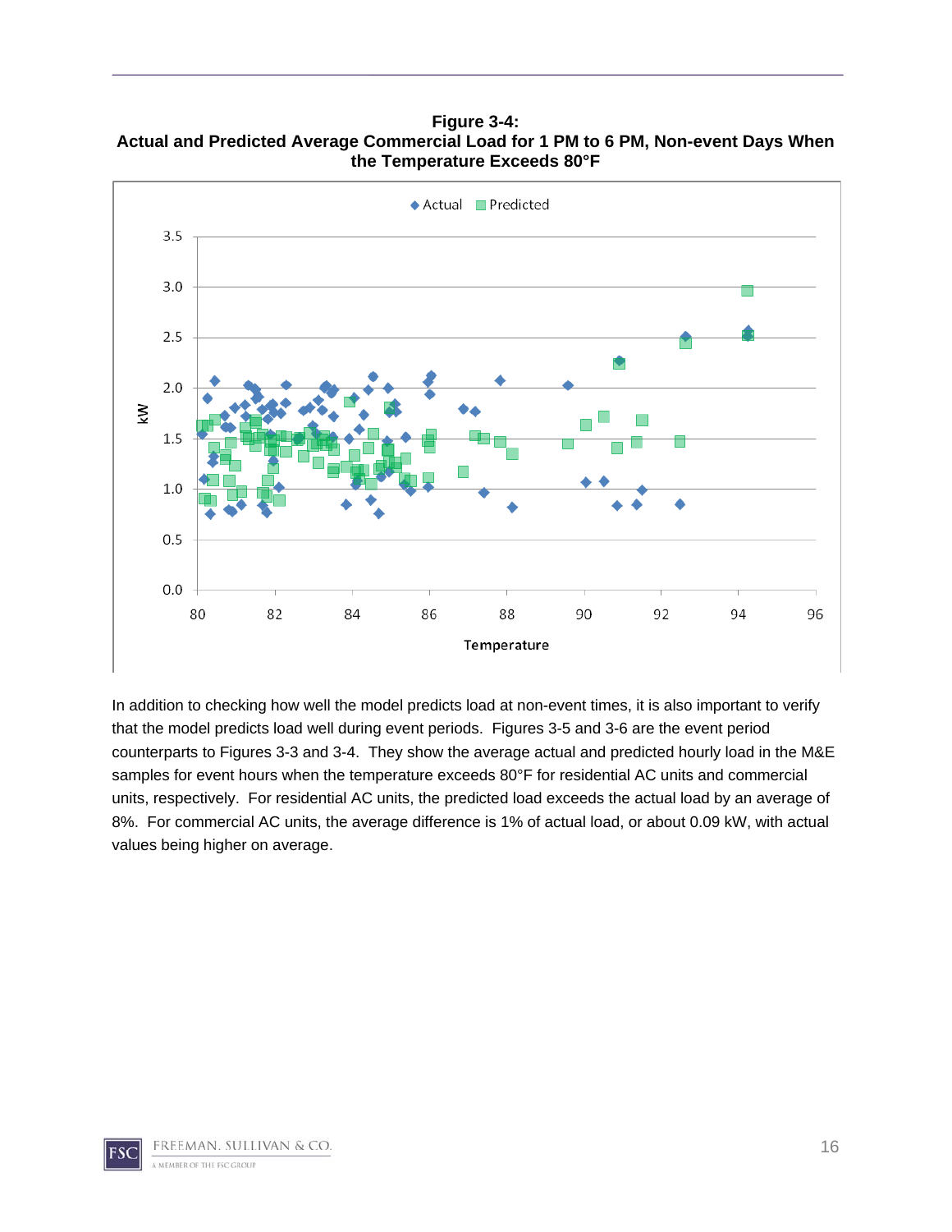**Figure 3-4:**
**Actual and Predicted Average Commercial Load for 1 PM to 6 PM, Non-event Days When the Temperature Exceeds 80°F**

In addition to checking how well the model predicts load at non-event times, it is also important to verify that the model predicts load well during event periods. Figures 3-5 and 3-6 are the event period counterparts to Figures 3-3 and 3-4. They show the average actual and predicted hourly load in the M&E samples for event hours when the temperature exceeds 80°F for residential AC units and commercial units, respectively. For residential AC units, the predicted load exceeds the actual load by an average of 8%. For commercial AC units, the average difference is 1% of actual load, or about 0.09 kW, with actual values being higher on average.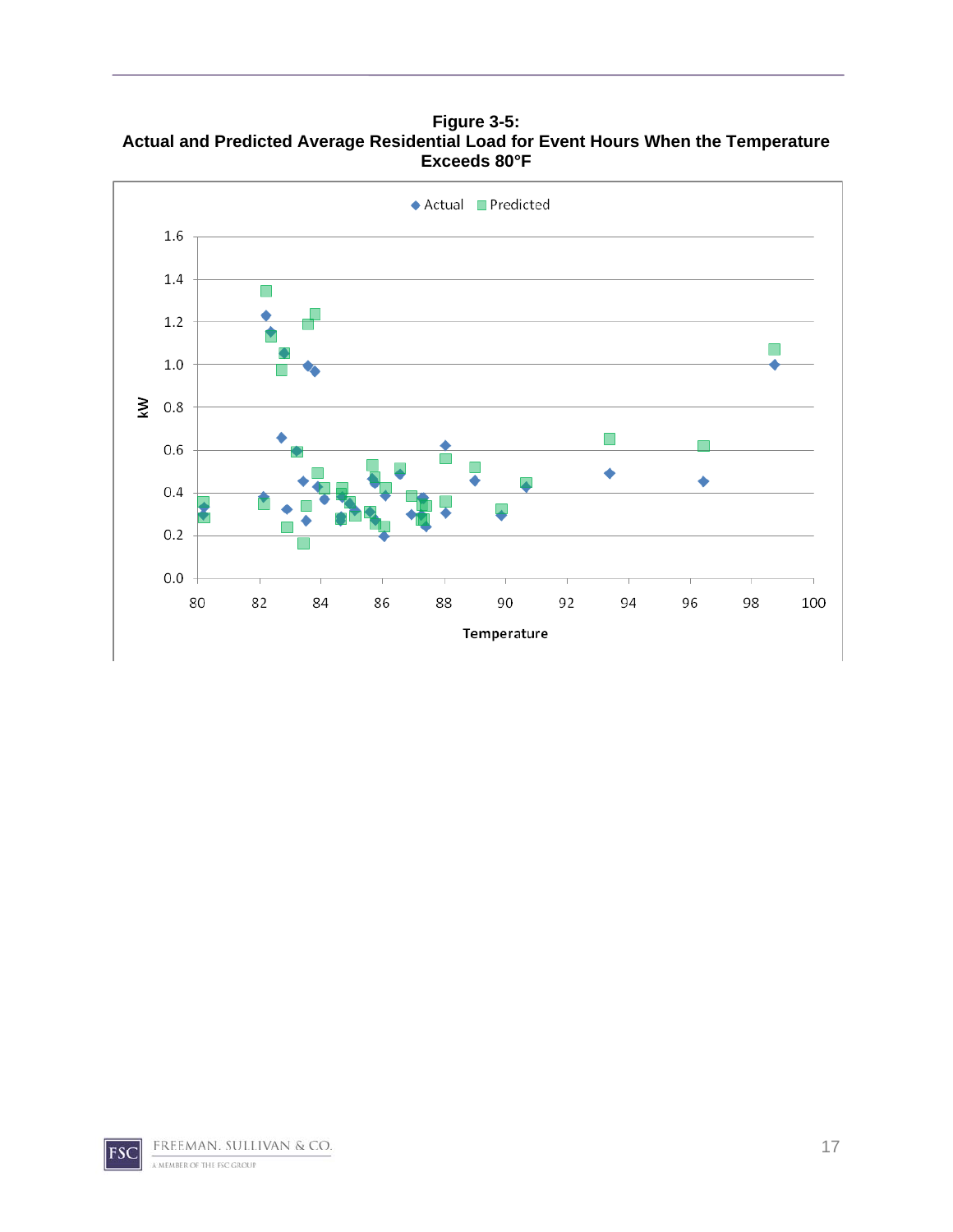**Figure 3-5:**
**Actual and Predicted Average Residential Load for Event Hours When the Temperature Exceeds 80°F**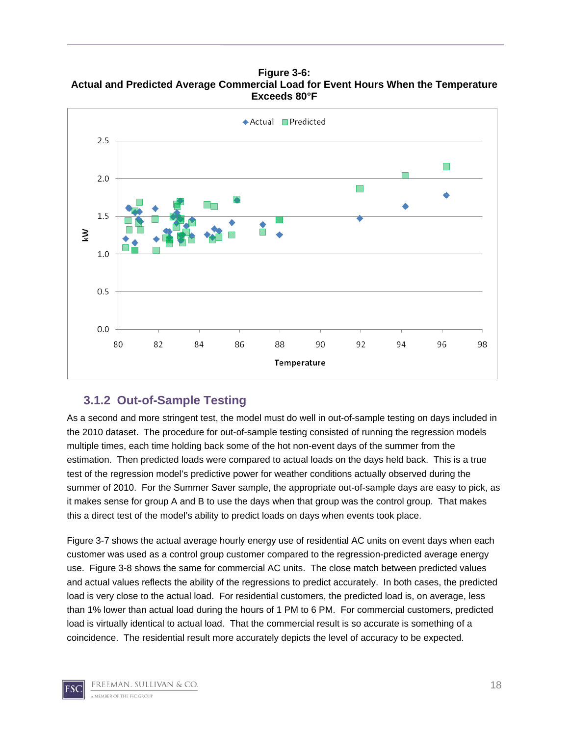**Figure 3-6:**
**Actual and Predicted Average Commercial Load for Event Hours When the Temperature Exceeds 80°F**

### 3.1.2 Out-of-Sample Testing

As a second and more stringent test, the model must do well in out-of-sample testing on days included in the 2010 dataset. The procedure for out-of-sample testing consisted of running the regression models multiple times, each time holding back some of the hot non-event days of the summer from the estimation. Then predicted loads were compared to actual loads on the days held back. This is a true test of the regression model's predictive power for weather conditions actually observed during the summer of 2010. For the Summer Saver sample, the appropriate out-of-sample days are easy to pick, as it makes sense for group A and B to use the days when that group was the control group. That makes this a direct test of the model's ability to predict loads on days when events took place.

Figure 3-7 shows the actual average hourly energy use of residential AC units on event days when each customer was used as a control group customer compared to the regression-predicted average energy use. Figure 3-8 shows the same for commercial AC units. The close match between predicted values and actual values reflects the ability of the regressions to predict accurately. In both cases, the predicted load is very close to the actual load. For residential customers, the predicted load is, on average, less than 1% lower than actual load during the hours of 1 PM to 6 PM. For commercial customers, predicted load is virtually identical to actual load. That the commercial result is so accurate is something of a coincidence. The residential result more accurately depicts the level of accuracy to be expected.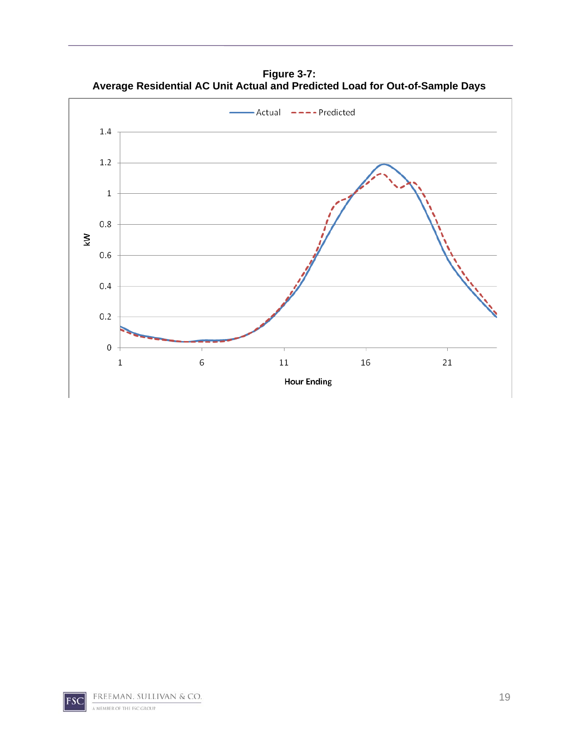**Figure 3-7:**
**Average Residential AC Unit Actual and Predicted Load for Out-of-Sample Days**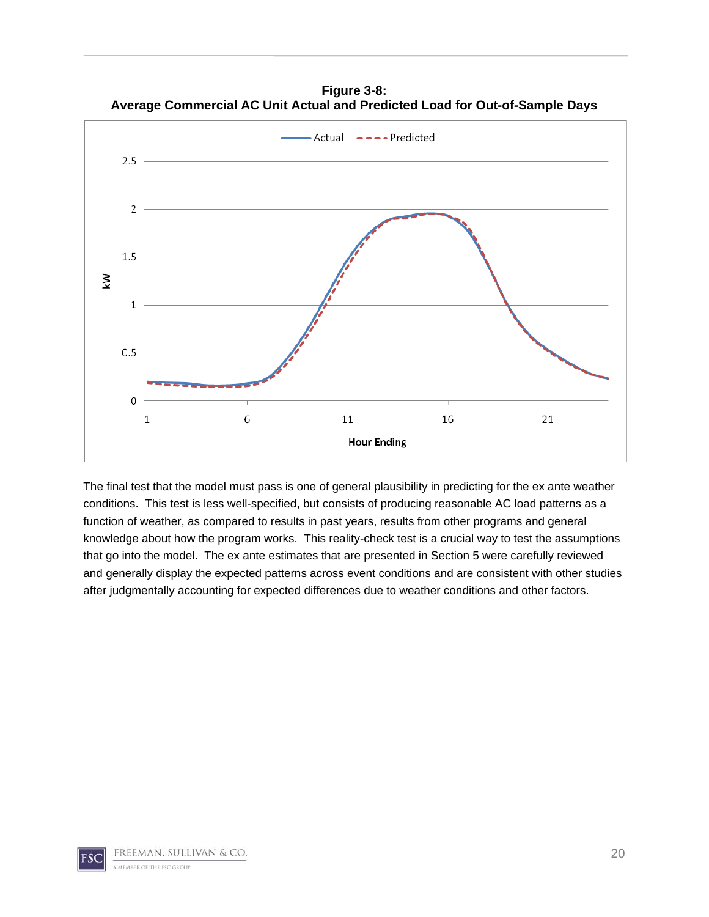**Figure 3-8:**
**Average Commercial AC Unit Actual and Predicted Load for Out-of-Sample Days**

The final test that the model must pass is one of general plausibility in predicting for the ex ante weather conditions. This test is less well-specified, but consists of producing reasonable AC load patterns as a function of weather, as compared to results in past years, results from other programs and general knowledge about how the program works. This reality-check test is a crucial way to test the assumptions that go into the model. The ex ante estimates that are presented in Section 5 were carefully reviewed and generally display the expected patterns across event conditions and are consistent with other studies after judgmentally accounting for expected differences due to weather conditions and other factors.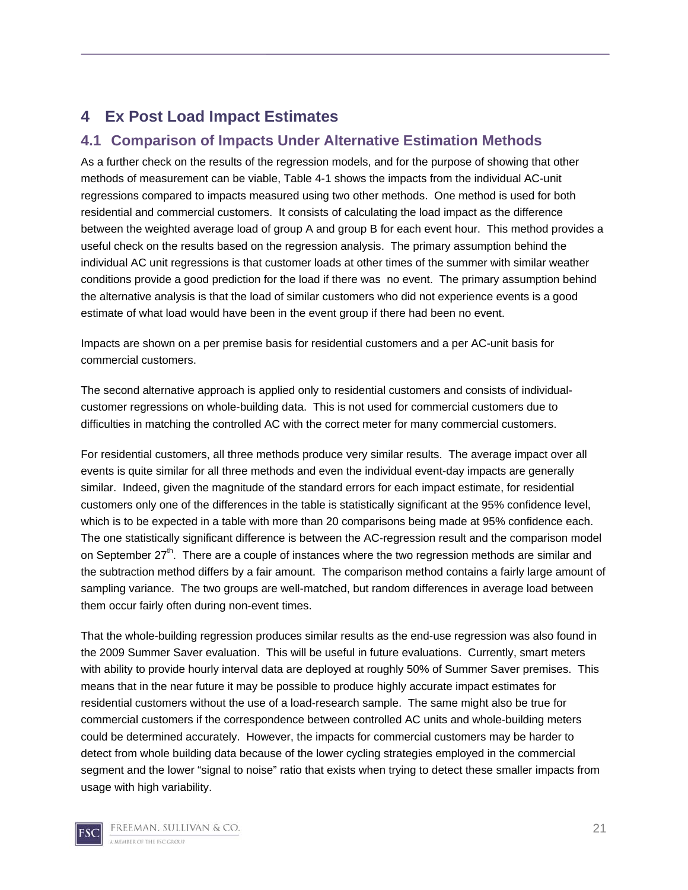# 4 Ex Post Load Impact Estimates

## 4.1 Comparison of Impacts Under Alternative Estimation Methods

As a further check on the results of the regression models, and for the purpose of showing that other methods of measurement can be viable, Table 4-1 shows the impacts from the individual AC-unit regressions compared to impacts measured using two other methods. One method is used for both residential and commercial customers. It consists of calculating the load impact as the difference between the weighted average load of group A and group B for each event hour. This method provides a useful check on the results based on the regression analysis. The primary assumption behind the individual AC unit regressions is that customer loads at other times of the summer with similar weather conditions provide a good prediction for the load if there was no event. The primary assumption behind the alternative analysis is that the load of similar customers who did not experience events is a good estimate of what load would have been in the event group if there had been no event.

Impacts are shown on a per premise basis for residential customers and a per AC-unit basis for commercial customers.

The second alternative approach is applied only to residential customers and consists of individual-customer regressions on whole-building data. This is not used for commercial customers due to difficulties in matching the controlled AC with the correct meter for many commercial customers.

For residential customers, all three methods produce very similar results. The average impact over all events is quite similar for all three methods and even the individual event-day impacts are generally similar. Indeed, given the magnitude of the standard errors for each impact estimate, for residential customers only one of the differences in the table is statistically significant at the 95% confidence level, which is to be expected in a table with more than 20 comparisons being made at 95% confidence each. The one statistically significant difference is between the AC-regression result and the comparison model on September 27th. There are a couple of instances where the two regression methods are similar and the subtraction method differs by a fair amount. The comparison method contains a fairly large amount of sampling variance. The two groups are well-matched, but random differences in average load between them occur fairly often during non-event times.

That the whole-building regression produces similar results as the end-use regression was also found in the 2009 Summer Saver evaluation. This will be useful in future evaluations. Currently, smart meters with ability to provide hourly interval data are deployed at roughly 50% of Summer Saver premises. This means that in the near future it may be possible to produce highly accurate impact estimates for residential customers without the use of a load-research sample. The same might also be true for commercial customers if the correspondence between controlled AC units and whole-building meters could be determined accurately. However, the impacts for commercial customers may be harder to detect from whole building data because of the lower cycling strategies employed in the commercial segment and the lower "signal to noise" ratio that exists when trying to detect these smaller impacts from usage with high variability.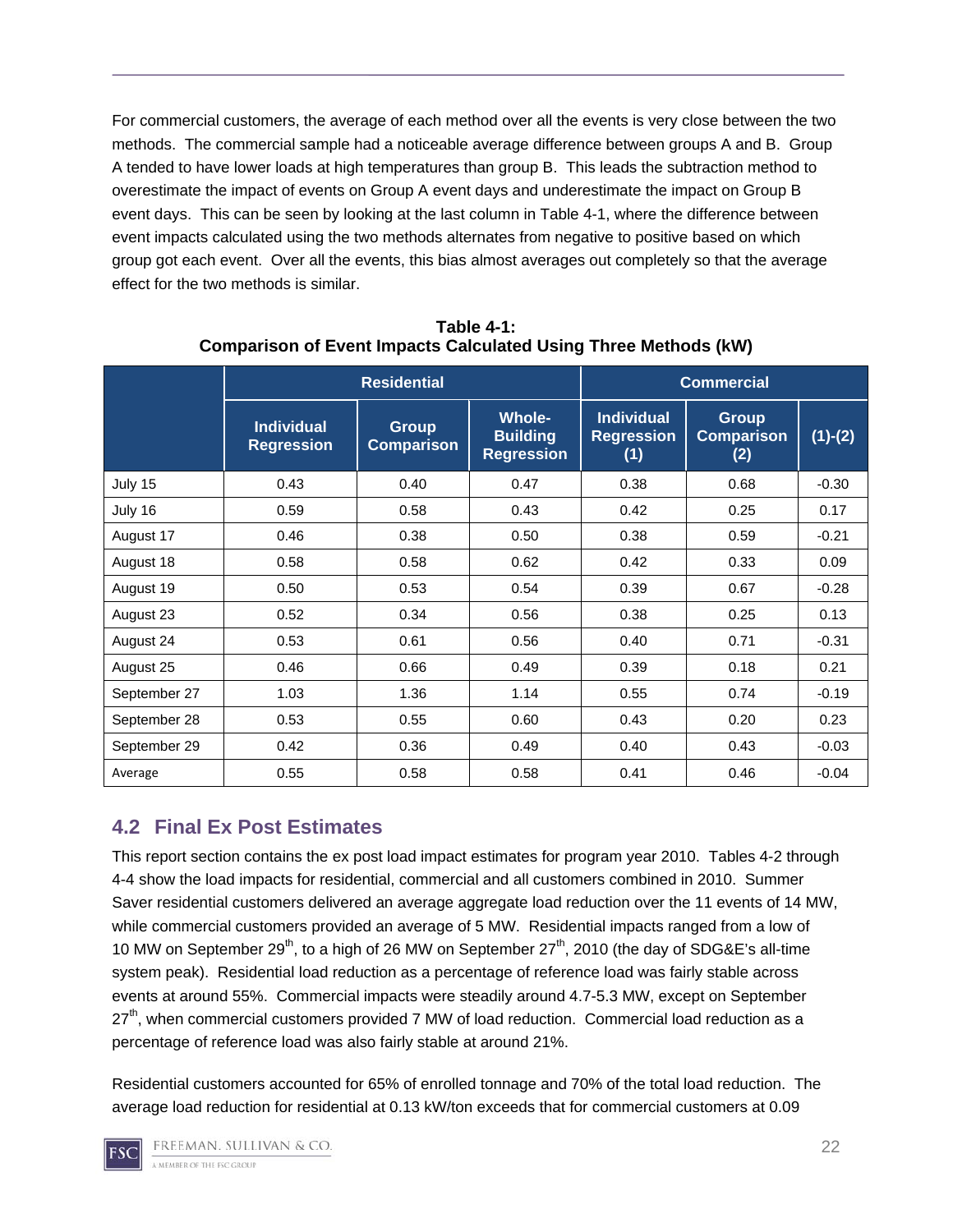For commercial customers, the average of each method over all the events is very close between the two methods. The commercial sample had a noticeable average difference between groups A and B. Group A tended to have lower loads at high temperatures than group B. This leads the subtraction method to overestimate the impact of events on Group A event days and underestimate the impact on Group B event days. This can be seen by looking at the last column in Table 4-1, where the difference between event impacts calculated using the two methods alternates from negative to positive based on which group got each event. Over all the events, this bias almost averages out completely so that the average effect for the two methods is similar.

**Table 4-1: Comparison of Event Impacts Calculated Using Three Methods (kW)**

| | Residential | | | Commercial | | |
|---|---|---|---|---|---|---|
| | Individual Regression | Group Comparison | Whole-Building Regression | Individual Regression (1) | Group Comparison (2) | (1)-(2) |
| July 15 | 0.43 | 0.40 | 0.47 | 0.38 | 0.68 | -0.30 |
| July 16 | 0.59 | 0.58 | 0.43 | 0.42 | 0.25 | 0.17 |
| August 17 | 0.46 | 0.38 | 0.50 | 0.38 | 0.59 | -0.21 |
| August 18 | 0.58 | 0.58 | 0.62 | 0.42 | 0.33 | 0.09 |
| August 19 | 0.50 | 0.53 | 0.54 | 0.39 | 0.67 | -0.28 |
| August 23 | 0.52 | 0.34 | 0.56 | 0.38 | 0.25 | 0.13 |
| August 24 | 0.53 | 0.61 | 0.56 | 0.40 | 0.71 | -0.31 |
| August 25 | 0.46 | 0.66 | 0.49 | 0.39 | 0.18 | 0.21 |
| September 27 | 1.03 | 1.36 | 1.14 | 0.55 | 0.74 | -0.19 |
| September 28 | 0.53 | 0.55 | 0.60 | 0.43 | 0.20 | 0.23 |
| September 29 | 0.42 | 0.36 | 0.49 | 0.40 | 0.43 | -0.03 |
| Average | 0.55 | 0.58 | 0.58 | 0.41 | 0.46 | -0.04 |

## 4.2 Final Ex Post Estimates

This report section contains the ex post load impact estimates for program year 2010. Tables 4-2 through 4-4 show the load impacts for residential, commercial and all customers combined in 2010. Summer Saver residential customers delivered an average aggregate load reduction over the 11 events of 14 MW, while commercial customers provided an average of 5 MW. Residential impacts ranged from a low of 10 MW on September 29th, to a high of 26 MW on September 27th, 2010 (the day of SDG&E's all-time system peak). Residential load reduction as a percentage of reference load was fairly stable across events at around 55%. Commercial impacts were steadily around 4.7-5.3 MW, except on September 27th, when commercial customers provided 7 MW of load reduction. Commercial load reduction as a percentage of reference load was also fairly stable at around 21%.

Residential customers accounted for 65% of enrolled tonnage and 70% of the total load reduction. The average load reduction for residential at 0.13 kW/ton exceeds that for commercial customers at 0.09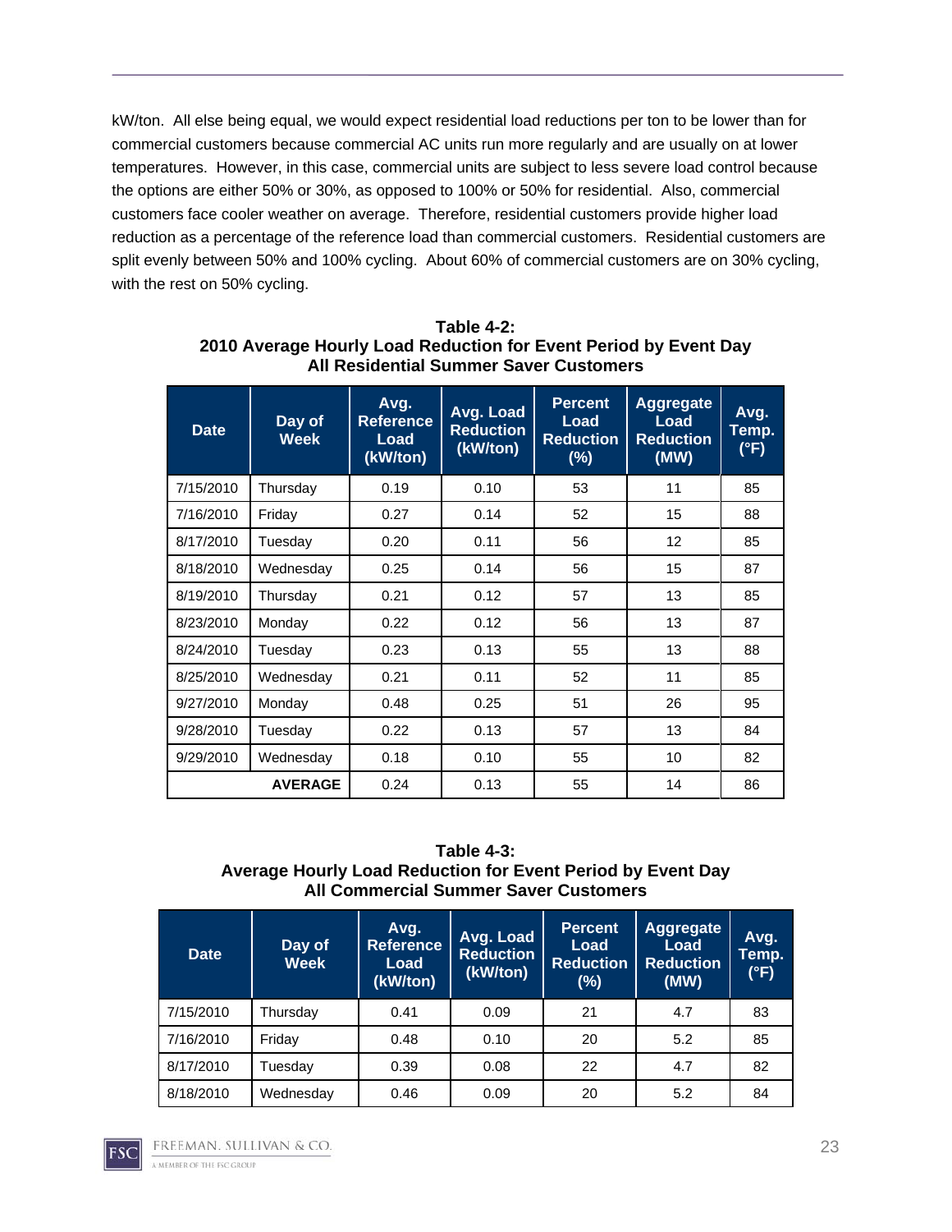kW/ton. All else being equal, we would expect residential load reductions per ton to be lower than for commercial customers because commercial AC units run more regularly and are usually on at lower temperatures. However, in this case, commercial units are subject to less severe load control because the options are either 50% or 30%, as opposed to 100% or 50% for residential. Also, commercial customers face cooler weather on average. Therefore, residential customers provide higher load reduction as a percentage of the reference load than commercial customers. Residential customers are split evenly between 50% and 100% cycling. About 60% of commercial customers are on 30% cycling, with the rest on 50% cycling.

**Table 4-2:**
**2010 Average Hourly Load Reduction for Event Period by Event Day**
**All Residential Summer Saver Customers**

| Date | Day of Week | Avg. Reference Load (kW/ton) | Avg. Load Reduction (kW/ton) | Percent Load Reduction (%) | Aggregate Load Reduction (MW) | Avg. Temp. (°F) |
|---|---|---|---|---|---|---|
| 7/15/2010 | Thursday | 0.19 | 0.10 | 53 | 11 | 85 |
| 7/16/2010 | Friday | 0.27 | 0.14 | 52 | 15 | 88 |
| 8/17/2010 | Tuesday | 0.20 | 0.11 | 56 | 12 | 85 |
| 8/18/2010 | Wednesday | 0.25 | 0.14 | 56 | 15 | 87 |
| 8/19/2010 | Thursday | 0.21 | 0.12 | 57 | 13 | 85 |
| 8/23/2010 | Monday | 0.22 | 0.12 | 56 | 13 | 87 |
| 8/24/2010 | Tuesday | 0.23 | 0.13 | 55 | 13 | 88 |
| 8/25/2010 | Wednesday | 0.21 | 0.11 | 52 | 11 | 85 |
| 9/27/2010 | Monday | 0.48 | 0.25 | 51 | 26 | 95 |
| 9/28/2010 | Tuesday | 0.22 | 0.13 | 57 | 13 | 84 |
| 9/29/2010 | Wednesday | 0.18 | 0.10 | 55 | 10 | 82 |
| | **AVERAGE** | 0.24 | 0.13 | 55 | 14 | 86 |

**Table 4-3:**
**Average Hourly Load Reduction for Event Period by Event Day**
**All Commercial Summer Saver Customers**

| Date | Day of Week | Avg. Reference Load (kW/ton) | Avg. Load Reduction (kW/ton) | Percent Load Reduction (%) | Aggregate Load Reduction (MW) | Avg. Temp. (°F) |
|---|---|---|---|---|---|---|
| 7/15/2010 | Thursday | 0.41 | 0.09 | 21 | 4.7 | 83 |
| 7/16/2010 | Friday | 0.48 | 0.10 | 20 | 5.2 | 85 |
| 8/17/2010 | Tuesday | 0.39 | 0.08 | 22 | 4.7 | 82 |
| 8/18/2010 | Wednesday | 0.46 | 0.09 | 20 | 5.2 | 84 |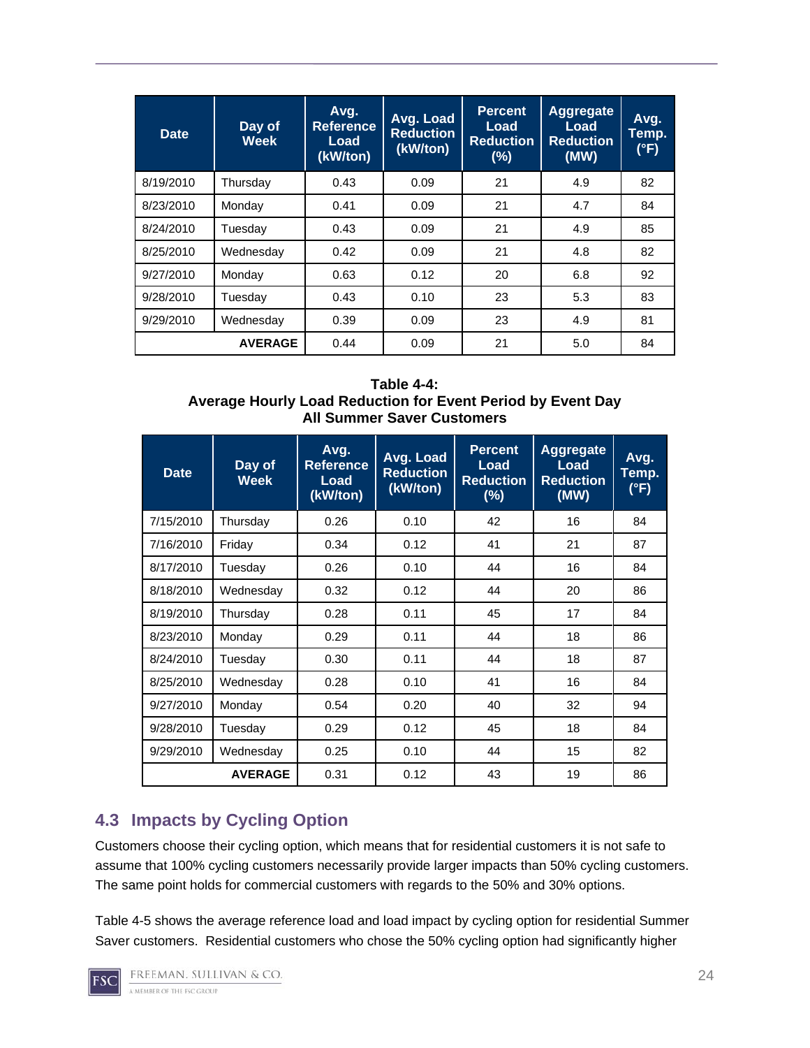| Date | Day of Week | Avg. Reference Load (kW/ton) | Avg. Load Reduction (kW/ton) | Percent Load Reduction (%) | Aggregate Load Reduction (MW) | Avg. Temp. (°F) |
|---|---|---|---|---|---|---|
| 8/19/2010 | Thursday | 0.43 | 0.09 | 21 | 4.9 | 82 |
| 8/23/2010 | Monday | 0.41 | 0.09 | 21 | 4.7 | 84 |
| 8/24/2010 | Tuesday | 0.43 | 0.09 | 21 | 4.9 | 85 |
| 8/25/2010 | Wednesday | 0.42 | 0.09 | 21 | 4.8 | 82 |
| 9/27/2010 | Monday | 0.63 | 0.12 | 20 | 6.8 | 92 |
| 9/28/2010 | Tuesday | 0.43 | 0.10 | 23 | 5.3 | 83 |
| 9/29/2010 | Wednesday | 0.39 | 0.09 | 23 | 4.9 | 81 |
| | **AVERAGE** | 0.44 | 0.09 | 21 | 5.0 | 84 |

**Table 4-4:**
**Average Hourly Load Reduction for Event Period by Event Day**
**All Summer Saver Customers**

| Date | Day of Week | Avg. Reference Load (kW/ton) | Avg. Load Reduction (kW/ton) | Percent Load Reduction (%) | Aggregate Load Reduction (MW) | Avg. Temp. (°F) |
|---|---|---|---|---|---|---|
| 7/15/2010 | Thursday | 0.26 | 0.10 | 42 | 16 | 84 |
| 7/16/2010 | Friday | 0.34 | 0.12 | 41 | 21 | 87 |
| 8/17/2010 | Tuesday | 0.26 | 0.10 | 44 | 16 | 84 |
| 8/18/2010 | Wednesday | 0.32 | 0.12 | 44 | 20 | 86 |
| 8/19/2010 | Thursday | 0.28 | 0.11 | 45 | 17 | 84 |
| 8/23/2010 | Monday | 0.29 | 0.11 | 44 | 18 | 86 |
| 8/24/2010 | Tuesday | 0.30 | 0.11 | 44 | 18 | 87 |
| 8/25/2010 | Wednesday | 0.28 | 0.10 | 41 | 16 | 84 |
| 9/27/2010 | Monday | 0.54 | 0.20 | 40 | 32 | 94 |
| 9/28/2010 | Tuesday | 0.29 | 0.12 | 45 | 18 | 84 |
| 9/29/2010 | Wednesday | 0.25 | 0.10 | 44 | 15 | 82 |
| | **AVERAGE** | 0.31 | 0.12 | 43 | 19 | 86 |

## 4.3 Impacts by Cycling Option

Customers choose their cycling option, which means that for residential customers it is not safe to assume that 100% cycling customers necessarily provide larger impacts than 50% cycling customers. The same point holds for commercial customers with regards to the 50% and 30% options.

Table 4-5 shows the average reference load and load impact by cycling option for residential Summer Saver customers. Residential customers who chose the 50% cycling option had significantly higher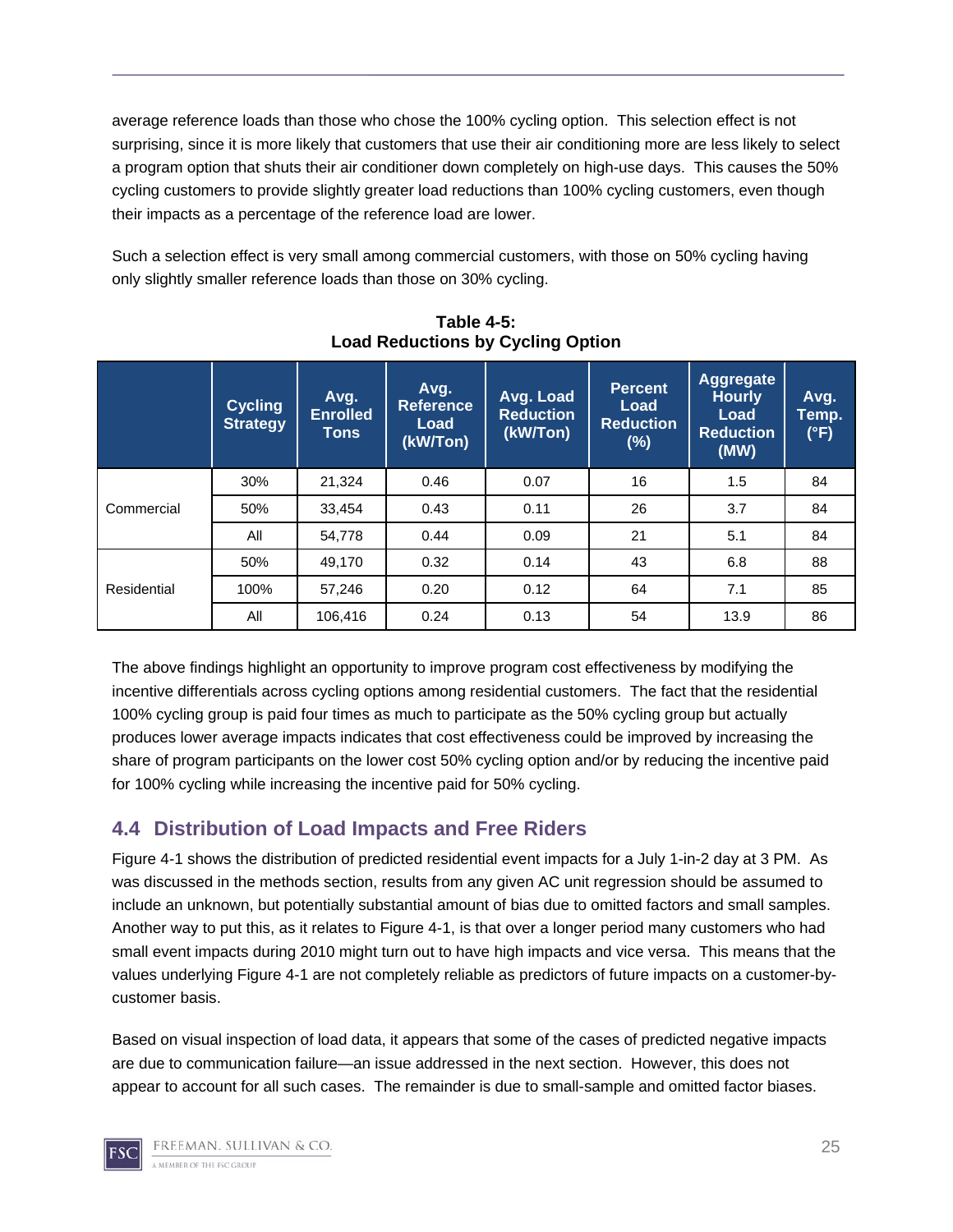average reference loads than those who chose the 100% cycling option. This selection effect is not surprising, since it is more likely that customers that use their air conditioning more are less likely to select a program option that shuts their air conditioner down completely on high-use days. This causes the 50% cycling customers to provide slightly greater load reductions than 100% cycling customers, even though their impacts as a percentage of the reference load are lower.

Such a selection effect is very small among commercial customers, with those on 50% cycling having only slightly smaller reference loads than those on 30% cycling.

**Table 4-5: Load Reductions by Cycling Option**

| | Cycling Strategy | Avg. Enrolled Tons | Avg. Reference Load (kW/Ton) | Avg. Load Reduction (kW/Ton) | Percent Load Reduction (%) | Aggregate Hourly Load Reduction (MW) | Avg. Temp. (°F) |
|---|---|---|---|---|---|---|---|
| Commercial | 30% | 21,324 | 0.46 | 0.07 | 16 | 1.5 | 84 |
| | 50% | 33,454 | 0.43 | 0.11 | 26 | 3.7 | 84 |
| | All | 54,778 | 0.44 | 0.09 | 21 | 5.1 | 84 |
| Residential | 50% | 49,170 | 0.32 | 0.14 | 43 | 6.8 | 88 |
| | 100% | 57,246 | 0.20 | 0.12 | 64 | 7.1 | 85 |
| | All | 106,416 | 0.24 | 0.13 | 54 | 13.9 | 86 |

The above findings highlight an opportunity to improve program cost effectiveness by modifying the incentive differentials across cycling options among residential customers. The fact that the residential 100% cycling group is paid four times as much to participate as the 50% cycling group but actually produces lower average impacts indicates that cost effectiveness could be improved by increasing the share of program participants on the lower cost 50% cycling option and/or by reducing the incentive paid for 100% cycling while increasing the incentive paid for 50% cycling.

## 4.4 Distribution of Load Impacts and Free Riders

Figure 4-1 shows the distribution of predicted residential event impacts for a July 1-in-2 day at 3 PM. As was discussed in the methods section, results from any given AC unit regression should be assumed to include an unknown, but potentially substantial amount of bias due to omitted factors and small samples. Another way to put this, as it relates to Figure 4-1, is that over a longer period many customers who had small event impacts during 2010 might turn out to have high impacts and vice versa. This means that the values underlying Figure 4-1 are not completely reliable as predictors of future impacts on a customer-by-customer basis.

Based on visual inspection of load data, it appears that some of the cases of predicted negative impacts are due to communication failure—an issue addressed in the next section. However, this does not appear to account for all such cases. The remainder is due to small-sample and omitted factor biases.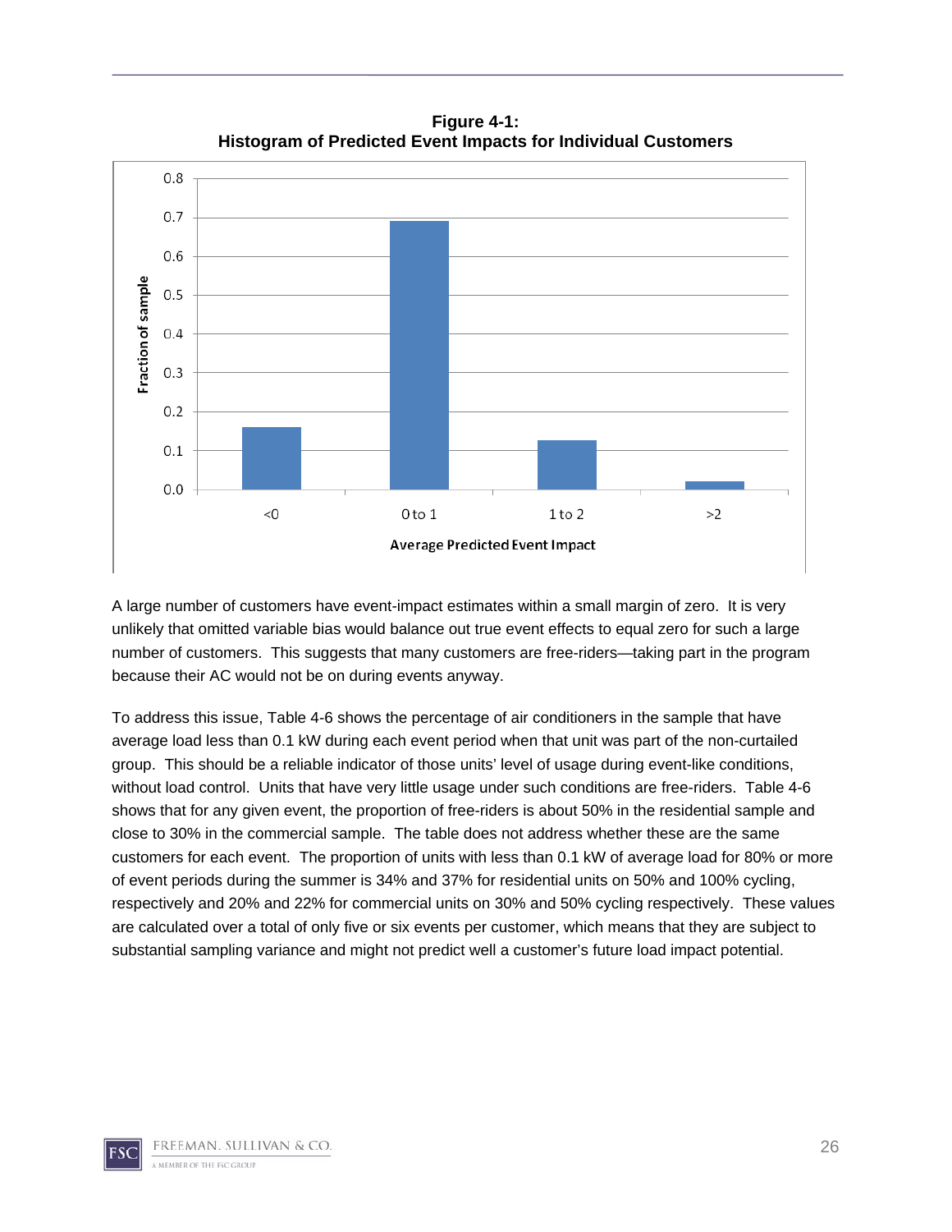**Figure 4-1:**
**Histogram of Predicted Event Impacts for Individual Customers**

A large number of customers have event-impact estimates within a small margin of zero. It is very unlikely that omitted variable bias would balance out true event effects to equal zero for such a large number of customers. This suggests that many customers are free-riders—taking part in the program because their AC would not be on during events anyway.

To address this issue, Table 4-6 shows the percentage of air conditioners in the sample that have average load less than 0.1 kW during each event period when that unit was part of the non-curtailed group. This should be a reliable indicator of those units' level of usage during event-like conditions, without load control. Units that have very little usage under such conditions are free-riders. Table 4-6 shows that for any given event, the proportion of free-riders is about 50% in the residential sample and close to 30% in the commercial sample. The table does not address whether these are the same customers for each event. The proportion of units with less than 0.1 kW of average load for 80% or more of event periods during the summer is 34% and 37% for residential units on 50% and 100% cycling, respectively and 20% and 22% for commercial units on 30% and 50% cycling respectively. These values are calculated over a total of only five or six events per customer, which means that they are subject to substantial sampling variance and might not predict well a customer's future load impact potential.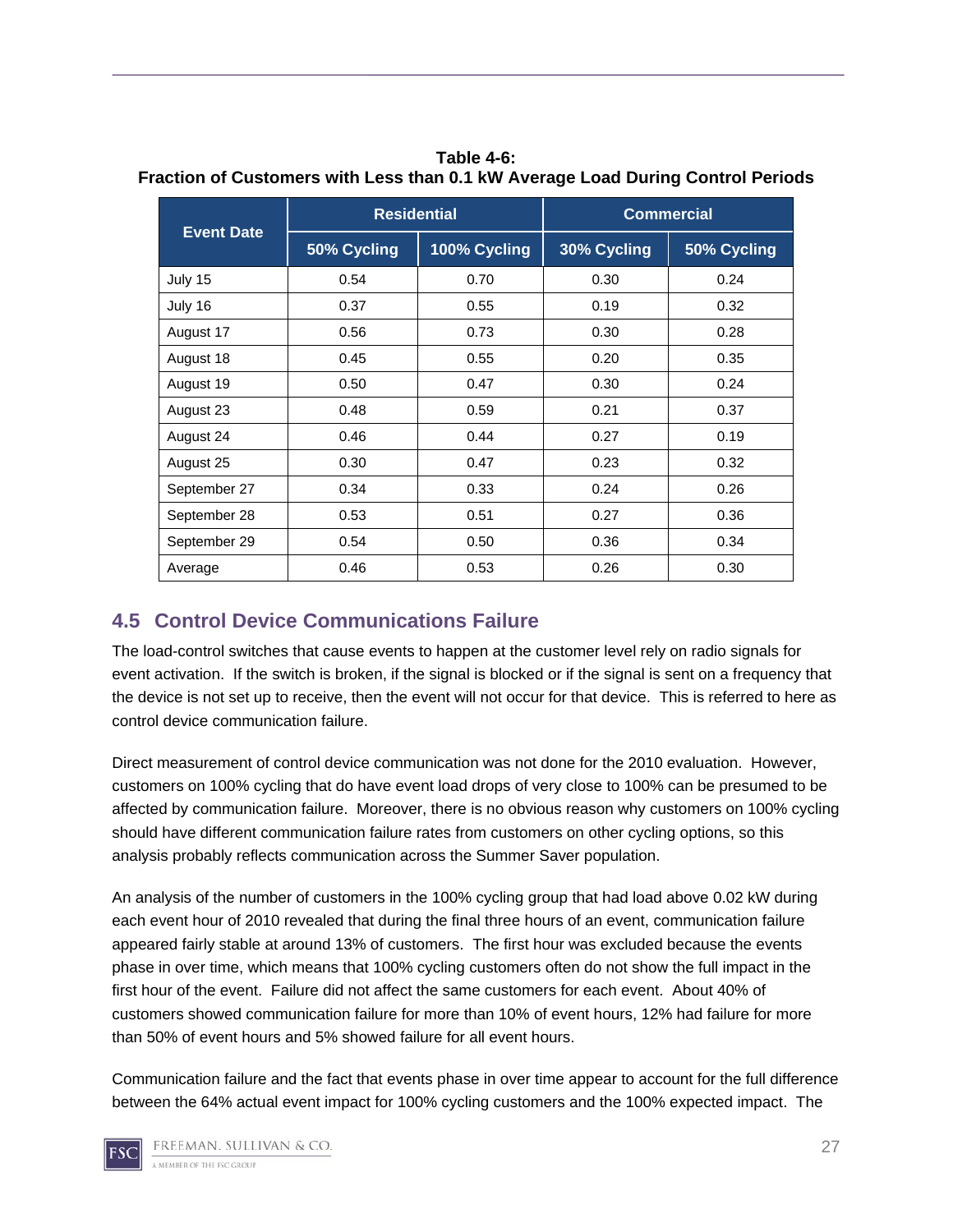**Table 4-6:**
**Fraction of Customers with Less than 0.1 kW Average Load During Control Periods**

| Event Date | Residential | | Commercial | |
|---|---|---|---|---|
| | 50% Cycling | 100% Cycling | 30% Cycling | 50% Cycling |
| July 15 | 0.54 | 0.70 | 0.30 | 0.24 |
| July 16 | 0.37 | 0.55 | 0.19 | 0.32 |
| August 17 | 0.56 | 0.73 | 0.30 | 0.28 |
| August 18 | 0.45 | 0.55 | 0.20 | 0.35 |
| August 19 | 0.50 | 0.47 | 0.30 | 0.24 |
| August 23 | 0.48 | 0.59 | 0.21 | 0.37 |
| August 24 | 0.46 | 0.44 | 0.27 | 0.19 |
| August 25 | 0.30 | 0.47 | 0.23 | 0.32 |
| September 27 | 0.34 | 0.33 | 0.24 | 0.26 |
| September 28 | 0.53 | 0.51 | 0.27 | 0.36 |
| September 29 | 0.54 | 0.50 | 0.36 | 0.34 |
| Average | 0.46 | 0.53 | 0.26 | 0.30 |

## 4.5 Control Device Communications Failure

The load-control switches that cause events to happen at the customer level rely on radio signals for event activation. If the switch is broken, if the signal is blocked or if the signal is sent on a frequency that the device is not set up to receive, then the event will not occur for that device. This is referred to here as control device communication failure.

Direct measurement of control device communication was not done for the 2010 evaluation. However, customers on 100% cycling that do have event load drops of very close to 100% can be presumed to be affected by communication failure. Moreover, there is no obvious reason why customers on 100% cycling should have different communication failure rates from customers on other cycling options, so this analysis probably reflects communication across the Summer Saver population.

An analysis of the number of customers in the 100% cycling group that had load above 0.02 kW during each event hour of 2010 revealed that during the final three hours of an event, communication failure appeared fairly stable at around 13% of customers. The first hour was excluded because the events phase in over time, which means that 100% cycling customers often do not show the full impact in the first hour of the event. Failure did not affect the same customers for each event. About 40% of customers showed communication failure for more than 10% of event hours, 12% had failure for more than 50% of event hours and 5% showed failure for all event hours.

Communication failure and the fact that events phase in over time appear to account for the full difference between the 64% actual event impact for 100% cycling customers and the 100% expected impact. The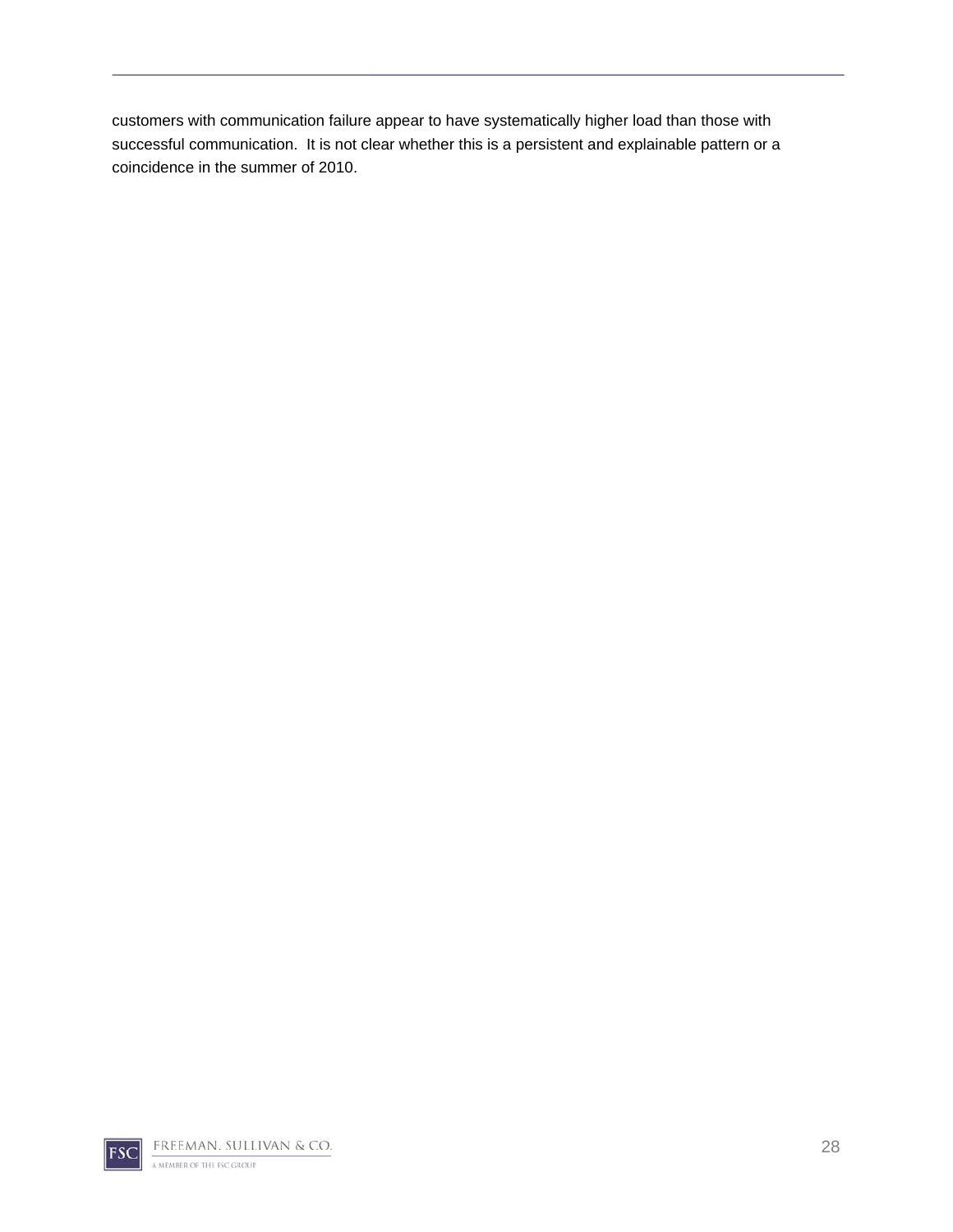customers with communication failure appear to have systematically higher load than those with successful communication. It is not clear whether this is a persistent and explainable pattern or a coincidence in the summer of 2010.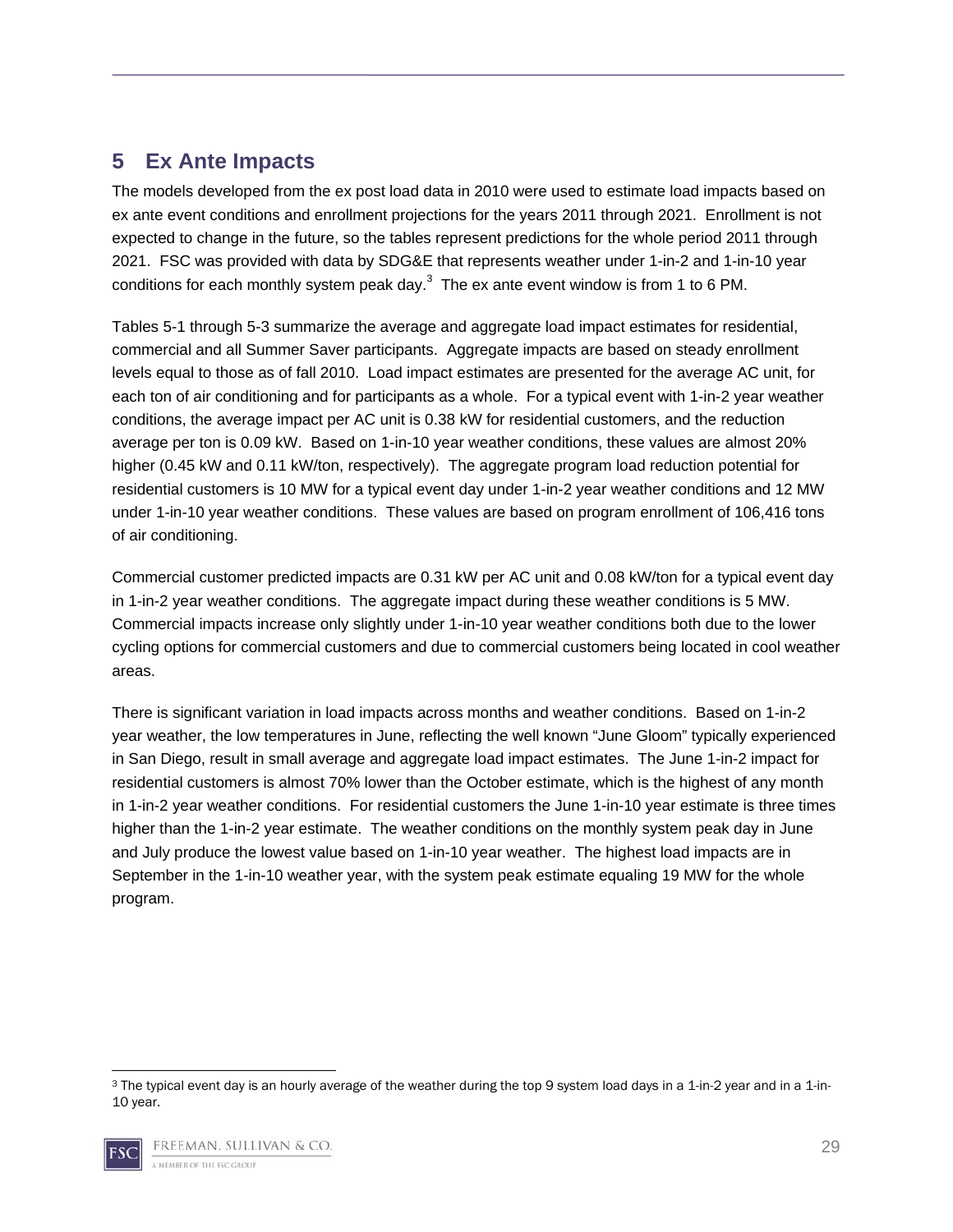# 5 Ex Ante Impacts

The models developed from the ex post load data in 2010 were used to estimate load impacts based on ex ante event conditions and enrollment projections for the years 2011 through 2021. Enrollment is not expected to change in the future, so the tables represent predictions for the whole period 2011 through 2021. FSC was provided with data by SDG&E that represents weather under 1-in-2 and 1-in-10 year conditions for each monthly system peak day.[3] The ex ante event window is from 1 to 6 PM.

Tables 5-1 through 5-3 summarize the average and aggregate load impact estimates for residential, commercial and all Summer Saver participants. Aggregate impacts are based on steady enrollment levels equal to those as of fall 2010. Load impact estimates are presented for the average AC unit, for each ton of air conditioning and for participants as a whole. For a typical event with 1-in-2 year weather conditions, the average impact per AC unit is 0.38 kW for residential customers, and the reduction average per ton is 0.09 kW. Based on 1-in-10 year weather conditions, these values are almost 20% higher (0.45 kW and 0.11 kW/ton, respectively). The aggregate program load reduction potential for residential customers is 10 MW for a typical event day under 1-in-2 year weather conditions and 12 MW under 1-in-10 year weather conditions. These values are based on program enrollment of 106,416 tons of air conditioning.

Commercial customer predicted impacts are 0.31 kW per AC unit and 0.08 kW/ton for a typical event day in 1-in-2 year weather conditions. The aggregate impact during these weather conditions is 5 MW. Commercial impacts increase only slightly under 1-in-10 year weather conditions both due to the lower cycling options for commercial customers and due to commercial customers being located in cool weather areas.

There is significant variation in load impacts across months and weather conditions. Based on 1-in-2 year weather, the low temperatures in June, reflecting the well known "June Gloom" typically experienced in San Diego, result in small average and aggregate load impact estimates. The June 1-in-2 impact for residential customers is almost 70% lower than the October estimate, which is the highest of any month in 1-in-2 year weather conditions. For residential customers the June 1-in-10 year estimate is three times higher than the 1-in-2 year estimate. The weather conditions on the monthly system peak day in June and July produce the lowest value based on 1-in-10 year weather. The highest load impacts are in September in the 1-in-10 weather year, with the system peak estimate equaling 19 MW for the whole program.

---

[3] The typical event day is an hourly average of the weather during the top 9 system load days in a 1-in-2 year and in a 1-in-10 year.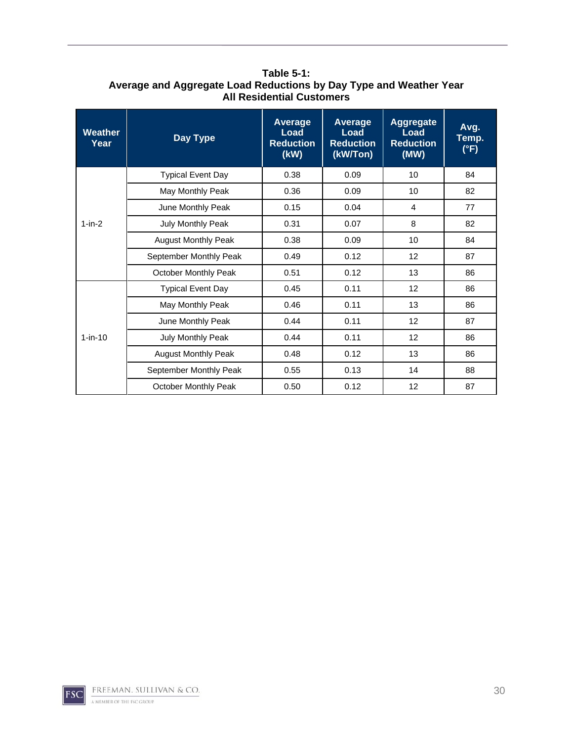**Table 5-1:**
**Average and Aggregate Load Reductions by Day Type and Weather Year**
**All Residential Customers**

| Weather Year | Day Type | Average Load Reduction (kW) | Average Load Reduction (kW/Ton) | Aggregate Load Reduction (MW) | Avg. Temp. (°F) |
|---|---|---|---|---|---|
| 1-in-2 | Typical Event Day | 0.38 | 0.09 | 10 | 84 |
| | May Monthly Peak | 0.36 | 0.09 | 10 | 82 |
| | June Monthly Peak | 0.15 | 0.04 | 4 | 77 |
| | July Monthly Peak | 0.31 | 0.07 | 8 | 82 |
| | August Monthly Peak | 0.38 | 0.09 | 10 | 84 |
| | September Monthly Peak | 0.49 | 0.12 | 12 | 87 |
| | October Monthly Peak | 0.51 | 0.12 | 13 | 86 |
| 1-in-10 | Typical Event Day | 0.45 | 0.11 | 12 | 86 |
| | May Monthly Peak | 0.46 | 0.11 | 13 | 86 |
| | June Monthly Peak | 0.44 | 0.11 | 12 | 87 |
| | July Monthly Peak | 0.44 | 0.11 | 12 | 86 |
| | August Monthly Peak | 0.48 | 0.12 | 13 | 86 |
| | September Monthly Peak | 0.55 | 0.13 | 14 | 88 |
| | October Monthly Peak | 0.50 | 0.12 | 12 | 87 |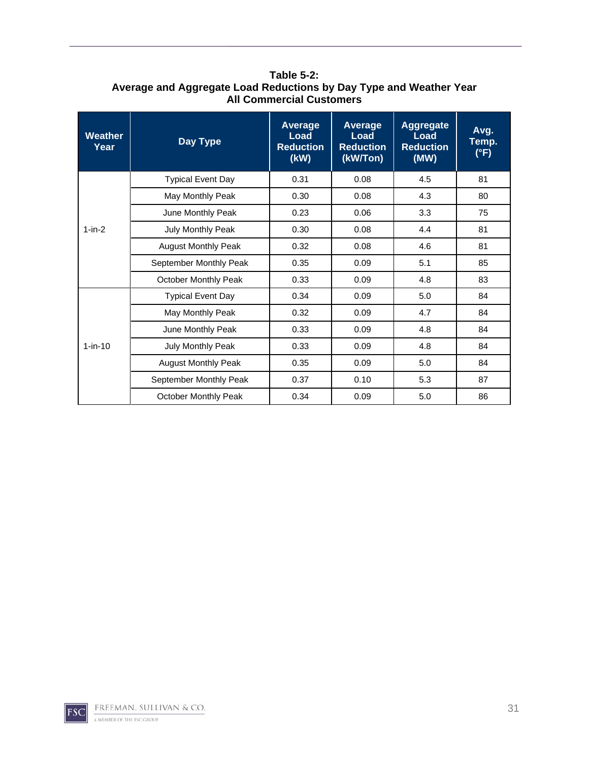**Table 5-2:
Average and Aggregate Load Reductions by Day Type and Weather Year
All Commercial Customers**

| Weather Year | Day Type | Average Load Reduction (kW) | Average Load Reduction (kW/Ton) | Aggregate Load Reduction (MW) | Avg. Temp. (°F) |
|---|---|---|---|---|---|
| 1-in-2 | Typical Event Day | 0.31 | 0.08 | 4.5 | 81 |
| | May Monthly Peak | 0.30 | 0.08 | 4.3 | 80 |
| | June Monthly Peak | 0.23 | 0.06 | 3.3 | 75 |
| | July Monthly Peak | 0.30 | 0.08 | 4.4 | 81 |
| | August Monthly Peak | 0.32 | 0.08 | 4.6 | 81 |
| | September Monthly Peak | 0.35 | 0.09 | 5.1 | 85 |
| | October Monthly Peak | 0.33 | 0.09 | 4.8 | 83 |
| 1-in-10 | Typical Event Day | 0.34 | 0.09 | 5.0 | 84 |
| | May Monthly Peak | 0.32 | 0.09 | 4.7 | 84 |
| | June Monthly Peak | 0.33 | 0.09 | 4.8 | 84 |
| | July Monthly Peak | 0.33 | 0.09 | 4.8 | 84 |
| | August Monthly Peak | 0.35 | 0.09 | 5.0 | 84 |
| | September Monthly Peak | 0.37 | 0.10 | 5.3 | 87 |
| | October Monthly Peak | 0.34 | 0.09 | 5.0 | 86 |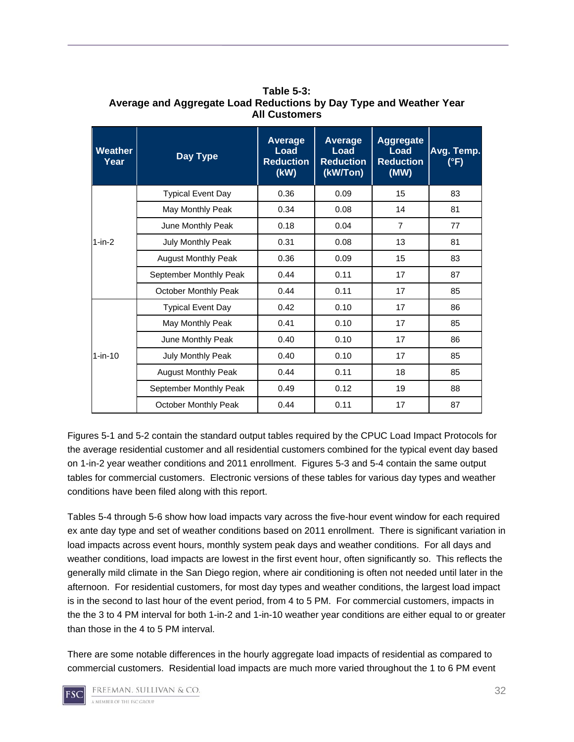**Table 5-3:**
**Average and Aggregate Load Reductions by Day Type and Weather Year**
**All Customers**

| Weather Year | Day Type | Average Load Reduction (kW) | Average Load Reduction (kW/Ton) | Aggregate Load Reduction (MW) | Avg. Temp. (°F) |
|---|---|---|---|---|---|
| 1-in-2 | Typical Event Day | 0.36 | 0.09 | 15 | 83 |
| | May Monthly Peak | 0.34 | 0.08 | 14 | 81 |
| | June Monthly Peak | 0.18 | 0.04 | 7 | 77 |
| | July Monthly Peak | 0.31 | 0.08 | 13 | 81 |
| | August Monthly Peak | 0.36 | 0.09 | 15 | 83 |
| | September Monthly Peak | 0.44 | 0.11 | 17 | 87 |
| | October Monthly Peak | 0.44 | 0.11 | 17 | 85 |
| 1-in-10 | Typical Event Day | 0.42 | 0.10 | 17 | 86 |
| | May Monthly Peak | 0.41 | 0.10 | 17 | 85 |
| | June Monthly Peak | 0.40 | 0.10 | 17 | 86 |
| | July Monthly Peak | 0.40 | 0.10 | 17 | 85 |
| | August Monthly Peak | 0.44 | 0.11 | 18 | 85 |
| | September Monthly Peak | 0.49 | 0.12 | 19 | 88 |
| | October Monthly Peak | 0.44 | 0.11 | 17 | 87 |

Figures 5-1 and 5-2 contain the standard output tables required by the CPUC Load Impact Protocols for the average residential customer and all residential customers combined for the typical event day based on 1-in-2 year weather conditions and 2011 enrollment. Figures 5-3 and 5-4 contain the same output tables for commercial customers. Electronic versions of these tables for various day types and weather conditions have been filed along with this report.

Tables 5-4 through 5-6 show how load impacts vary across the five-hour event window for each required ex ante day type and set of weather conditions based on 2011 enrollment. There is significant variation in load impacts across event hours, monthly system peak days and weather conditions. For all days and weather conditions, load impacts are lowest in the first event hour, often significantly so. This reflects the generally mild climate in the San Diego region, where air conditioning is often not needed until later in the afternoon. For residential customers, for most day types and weather conditions, the largest load impact is in the second to last hour of the event period, from 4 to 5 PM. For commercial customers, impacts in the the 3 to 4 PM interval for both 1-in-2 and 1-in-10 weather year conditions are either equal to or greater than those in the 4 to 5 PM interval.

There are some notable differences in the hourly aggregate load impacts of residential as compared to commercial customers. Residential load impacts are much more varied throughout the 1 to 6 PM event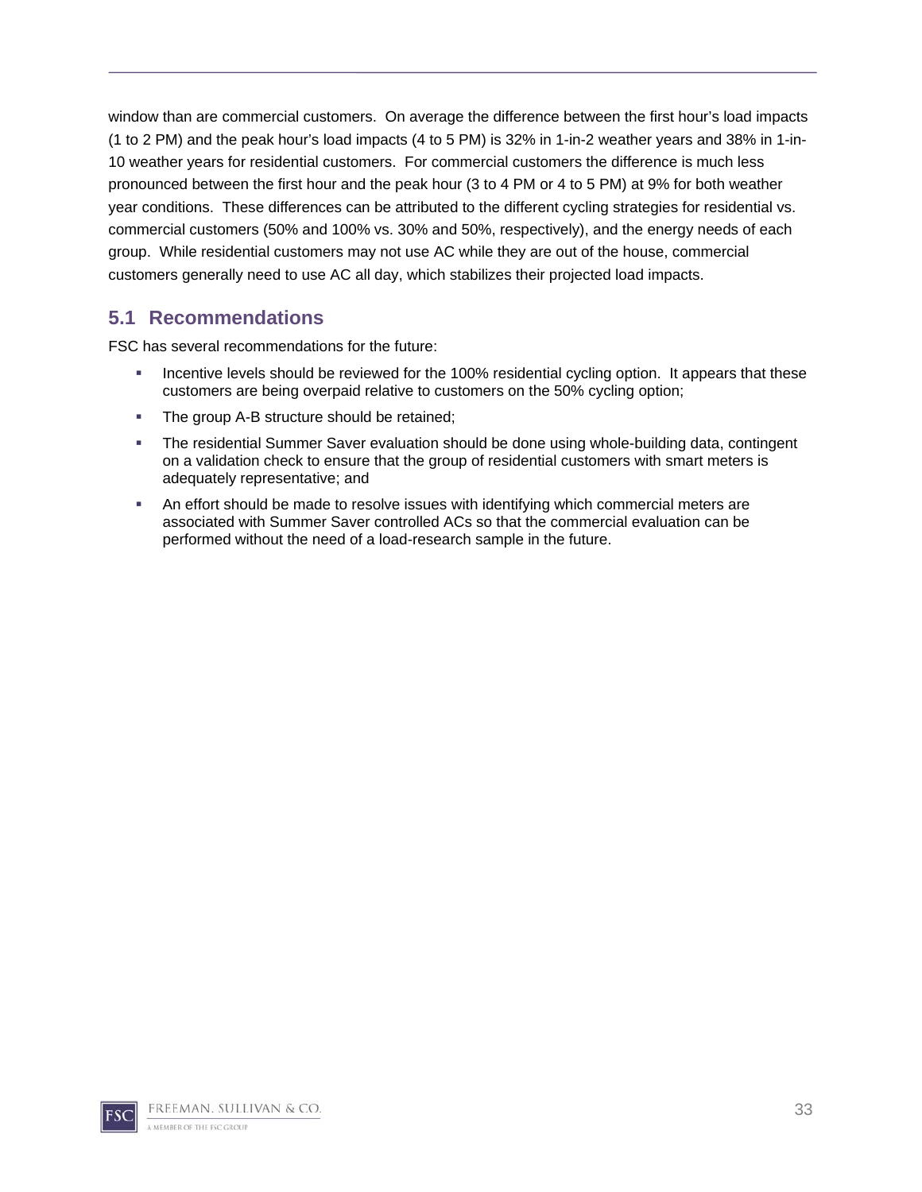window than are commercial customers. On average the difference between the first hour's load impacts (1 to 2 PM) and the peak hour's load impacts (4 to 5 PM) is 32% in 1-in-2 weather years and 38% in 1-in-10 weather years for residential customers. For commercial customers the difference is much less pronounced between the first hour and the peak hour (3 to 4 PM or 4 to 5 PM) at 9% for both weather year conditions. These differences can be attributed to the different cycling strategies for residential vs. commercial customers (50% and 100% vs. 30% and 50%, respectively), and the energy needs of each group. While residential customers may not use AC while they are out of the house, commercial customers generally need to use AC all day, which stabilizes their projected load impacts.

## 5.1 Recommendations

FSC has several recommendations for the future:

- Incentive levels should be reviewed for the 100% residential cycling option. It appears that these customers are being overpaid relative to customers on the 50% cycling option;
- The group A-B structure should be retained;
- The residential Summer Saver evaluation should be done using whole-building data, contingent on a validation check to ensure that the group of residential customers with smart meters is adequately representative; and
- An effort should be made to resolve issues with identifying which commercial meters are associated with Summer Saver controlled ACs so that the commercial evaluation can be performed without the need of a load-research sample in the future.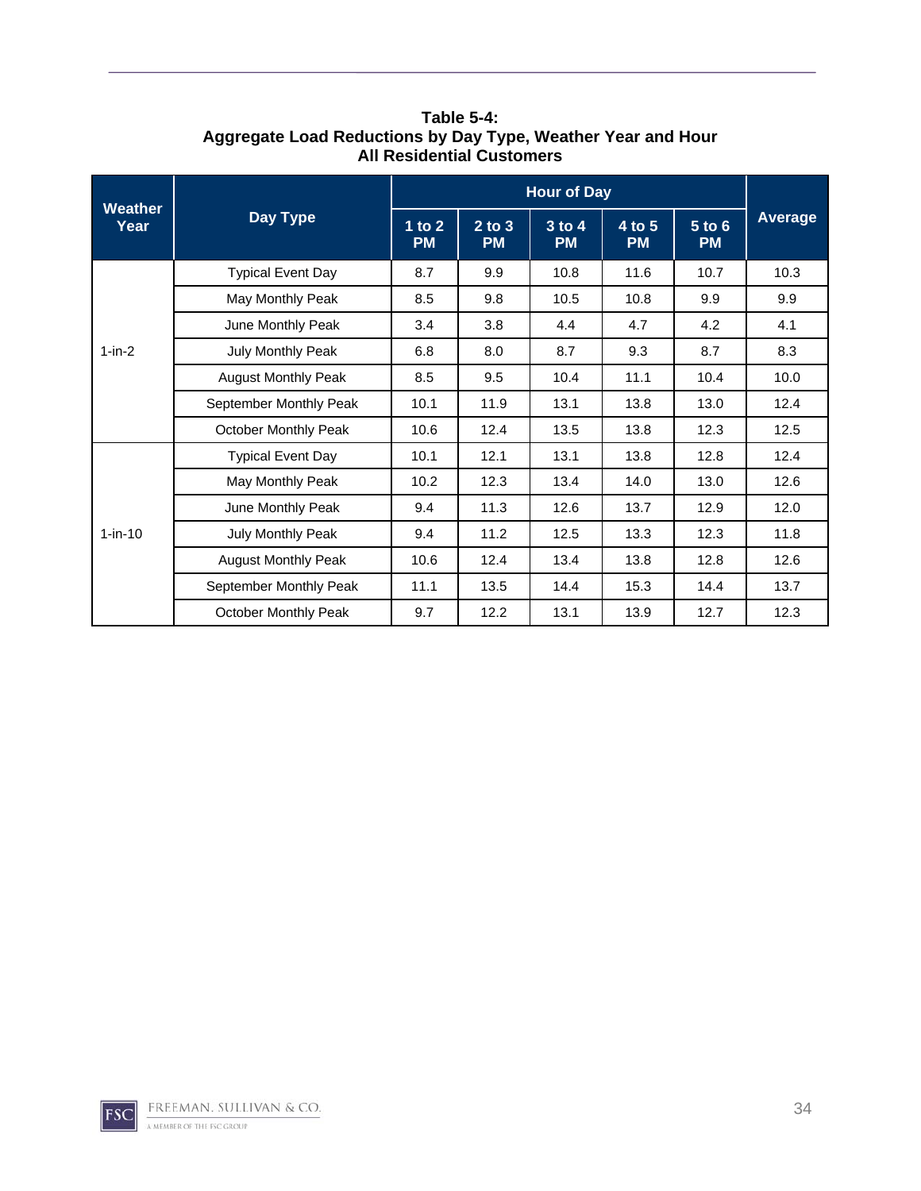**Table 5-4:**
**Aggregate Load Reductions by Day Type, Weather Year and Hour**
**All Residential Customers**

| Weather Year | Day Type | Hour of Day | | | | | Average |
|---|---|---|---|---|---|---|---|
| | | 1 to 2 PM | 2 to 3 PM | 3 to 4 PM | 4 to 5 PM | 5 to 6 PM | |
| 1-in-2 | Typical Event Day | 8.7 | 9.9 | 10.8 | 11.6 | 10.7 | 10.3 |
| | May Monthly Peak | 8.5 | 9.8 | 10.5 | 10.8 | 9.9 | 9.9 |
| | June Monthly Peak | 3.4 | 3.8 | 4.4 | 4.7 | 4.2 | 4.1 |
| | July Monthly Peak | 6.8 | 8.0 | 8.7 | 9.3 | 8.7 | 8.3 |
| | August Monthly Peak | 8.5 | 9.5 | 10.4 | 11.1 | 10.4 | 10.0 |
| | September Monthly Peak | 10.1 | 11.9 | 13.1 | 13.8 | 13.0 | 12.4 |
| | October Monthly Peak | 10.6 | 12.4 | 13.5 | 13.8 | 12.3 | 12.5 |
| 1-in-10 | Typical Event Day | 10.1 | 12.1 | 13.1 | 13.8 | 12.8 | 12.4 |
| | May Monthly Peak | 10.2 | 12.3 | 13.4 | 14.0 | 13.0 | 12.6 |
| | June Monthly Peak | 9.4 | 11.3 | 12.6 | 13.7 | 12.9 | 12.0 |
| | July Monthly Peak | 9.4 | 11.2 | 12.5 | 13.3 | 12.3 | 11.8 |
| | August Monthly Peak | 10.6 | 12.4 | 13.4 | 13.8 | 12.8 | 12.6 |
| | September Monthly Peak | 11.1 | 13.5 | 14.4 | 15.3 | 14.4 | 13.7 |
| | October Monthly Peak | 9.7 | 12.2 | 13.1 | 13.9 | 12.7 | 12.3 |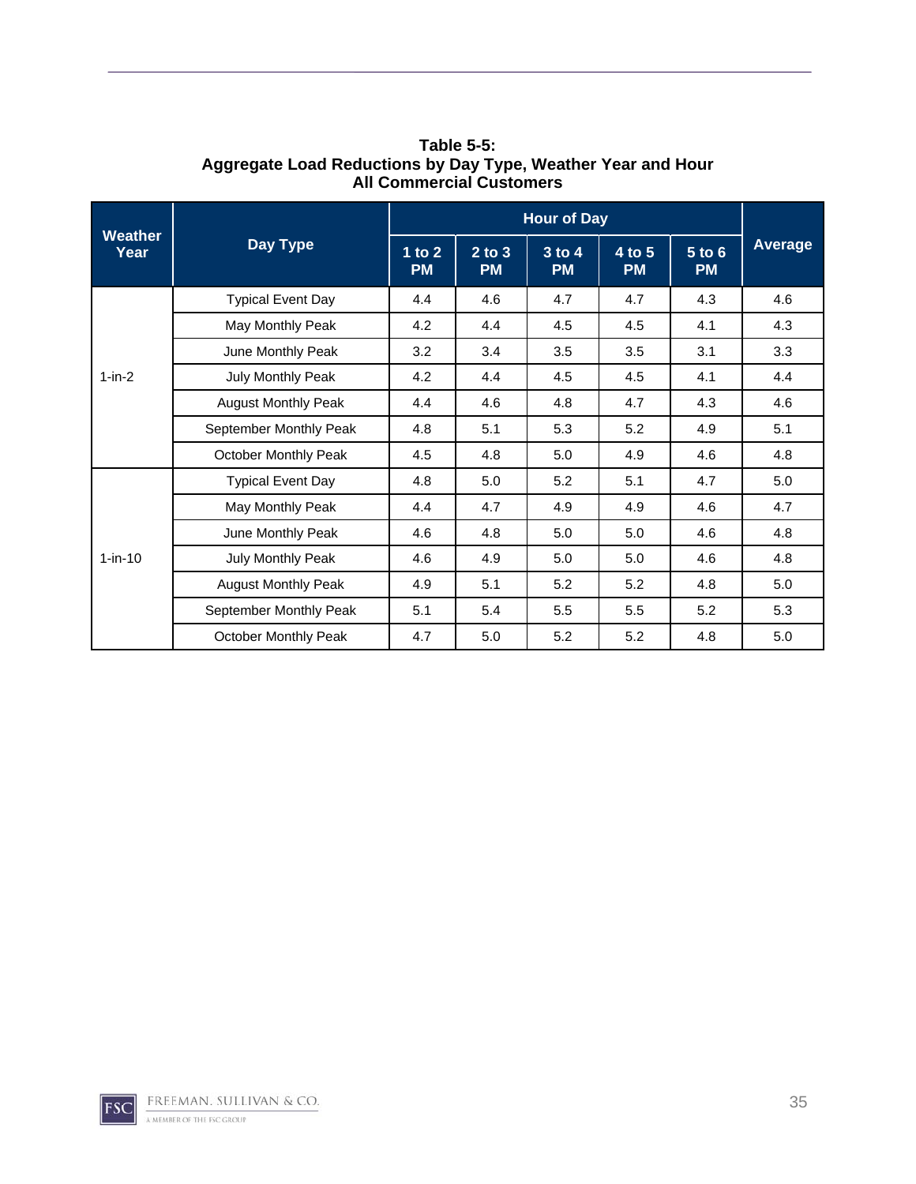**Table 5-5:**
**Aggregate Load Reductions by Day Type, Weather Year and Hour**
**All Commercial Customers**

| Weather Year | Day Type | Hour of Day | | | | | Average |
|---|---|---|---|---|---|---|---|
| | | 1 to 2 PM | 2 to 3 PM | 3 to 4 PM | 4 to 5 PM | 5 to 6 PM | |
| 1-in-2 | Typical Event Day | 4.4 | 4.6 | 4.7 | 4.7 | 4.3 | 4.6 |
| | May Monthly Peak | 4.2 | 4.4 | 4.5 | 4.5 | 4.1 | 4.3 |
| | June Monthly Peak | 3.2 | 3.4 | 3.5 | 3.5 | 3.1 | 3.3 |
| | July Monthly Peak | 4.2 | 4.4 | 4.5 | 4.5 | 4.1 | 4.4 |
| | August Monthly Peak | 4.4 | 4.6 | 4.8 | 4.7 | 4.3 | 4.6 |
| | September Monthly Peak | 4.8 | 5.1 | 5.3 | 5.2 | 4.9 | 5.1 |
| | October Monthly Peak | 4.5 | 4.8 | 5.0 | 4.9 | 4.6 | 4.8 |
| 1-in-10 | Typical Event Day | 4.8 | 5.0 | 5.2 | 5.1 | 4.7 | 5.0 |
| | May Monthly Peak | 4.4 | 4.7 | 4.9 | 4.9 | 4.6 | 4.7 |
| | June Monthly Peak | 4.6 | 4.8 | 5.0 | 5.0 | 4.6 | 4.8 |
| | July Monthly Peak | 4.6 | 4.9 | 5.0 | 5.0 | 4.6 | 4.8 |
| | August Monthly Peak | 4.9 | 5.1 | 5.2 | 5.2 | 4.8 | 5.0 |
| | September Monthly Peak | 5.1 | 5.4 | 5.5 | 5.5 | 5.2 | 5.3 |
| | October Monthly Peak | 4.7 | 5.0 | 5.2 | 5.2 | 4.8 | 5.0 |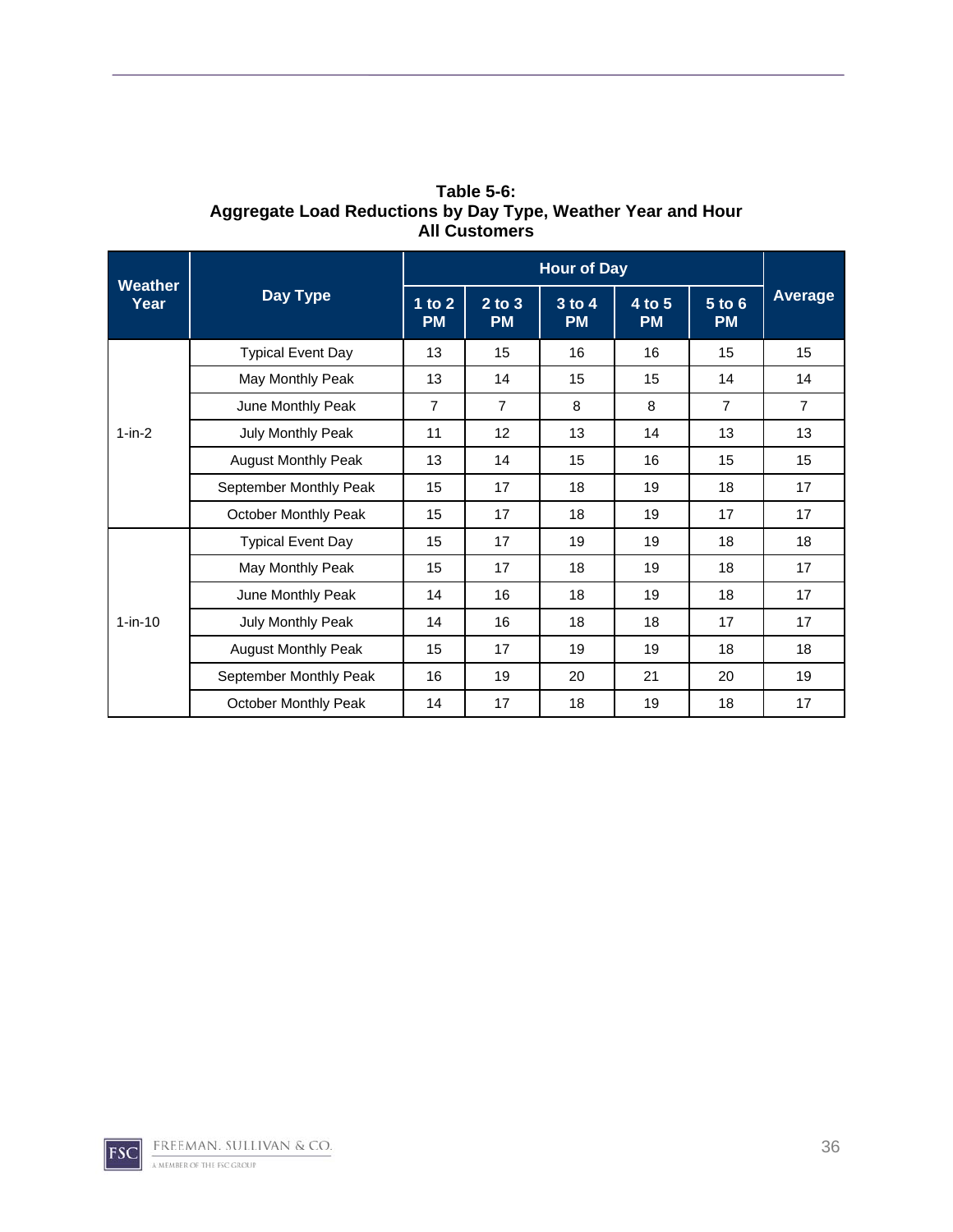**Table 5-6:**
**Aggregate Load Reductions by Day Type, Weather Year and Hour**
**All Customers**

| Weather Year | Day Type | Hour of Day | | | | | Average |
|---|---|---|---|---|---|---|---|
| | | 1 to 2 PM | 2 to 3 PM | 3 to 4 PM | 4 to 5 PM | 5 to 6 PM | |
| 1-in-2 | Typical Event Day | 13 | 15 | 16 | 16 | 15 | 15 |
| | May Monthly Peak | 13 | 14 | 15 | 15 | 14 | 14 |
| | June Monthly Peak | 7 | 7 | 8 | 8 | 7 | 7 |
| | July Monthly Peak | 11 | 12 | 13 | 14 | 13 | 13 |
| | August Monthly Peak | 13 | 14 | 15 | 16 | 15 | 15 |
| | September Monthly Peak | 15 | 17 | 18 | 19 | 18 | 17 |
| | October Monthly Peak | 15 | 17 | 18 | 19 | 17 | 17 |
| 1-in-10 | Typical Event Day | 15 | 17 | 19 | 19 | 18 | 18 |
| | May Monthly Peak | 15 | 17 | 18 | 19 | 18 | 17 |
| | June Monthly Peak | 14 | 16 | 18 | 19 | 18 | 17 |
| | July Monthly Peak | 14 | 16 | 18 | 18 | 17 | 17 |
| | August Monthly Peak | 15 | 17 | 19 | 19 | 18 | 18 |
| | September Monthly Peak | 16 | 19 | 20 | 21 | 20 | 19 |
| | October Monthly Peak | 14 | 17 | 18 | 19 | 18 | 17 |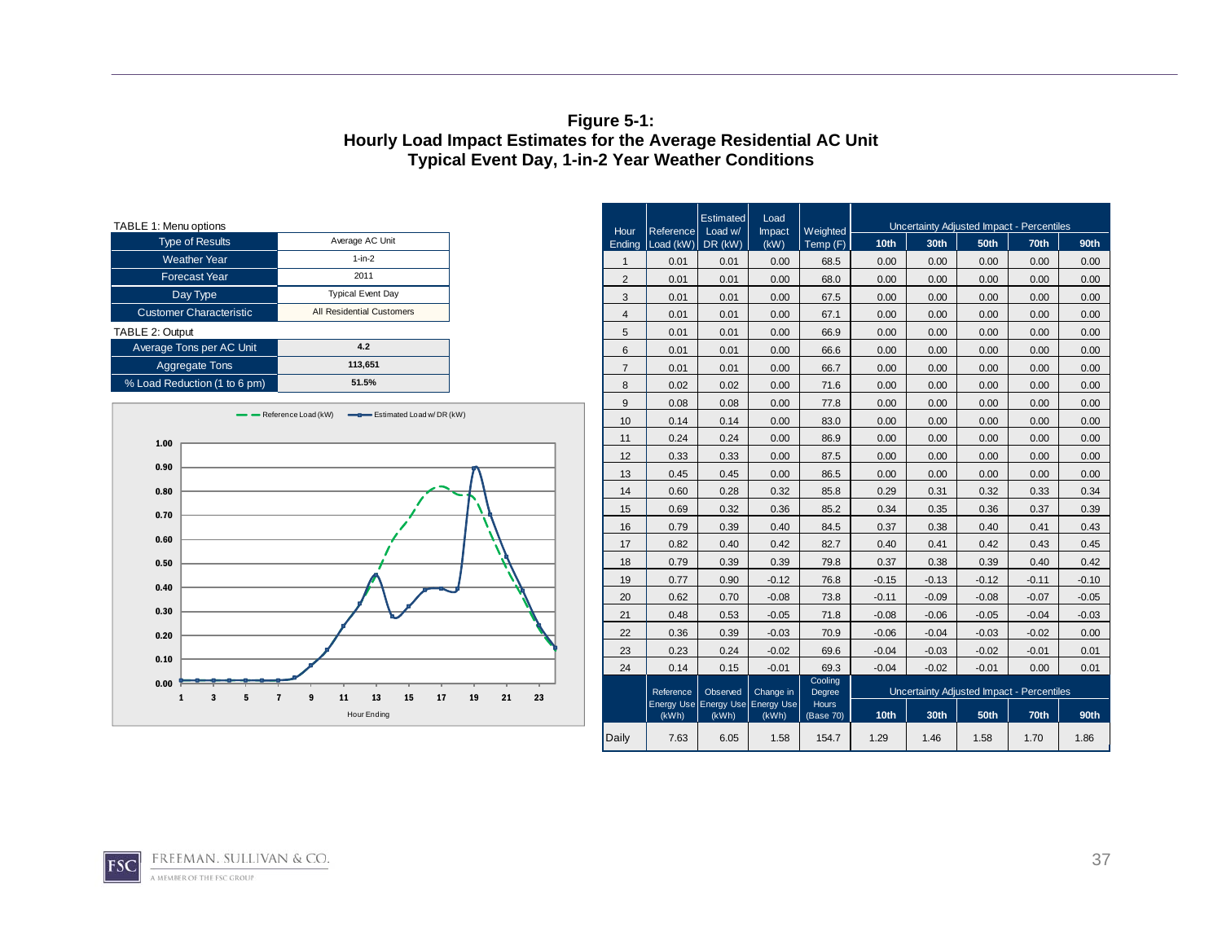**Figure 5-1:**
**Hourly Load Impact Estimates for the Average Residential AC Unit**
**Typical Event Day, 1-in-2 Year Weather Conditions**

TABLE 1: Menu options

| | |
|---|---|
| Type of Results | Average AC Unit |
| Weather Year | 1-in-2 |
| Forecast Year | 2011 |
| Day Type | Typical Event Day |
| Customer Characteristic | All Residential Customers |

TABLE 2: Output

| | |
|---|---|
| Average Tons per AC Unit | 4.2 |
| Aggregate Tons | 113,651 |
| % Load Reduction (1 to 6 pm) | 51.5% |

| Hour Ending | Reference Load (kW) | Estimated Load w/ DR (kW) | Load Impact (kW) | Weighted Temp (F) | Uncertainty Adjusted Impact - Percentiles | | | | |
|---|---|---|---|---|---|---|---|---|---|
| | | | | | 10th | 30th | 50th | 70th | 90th |
| 1 | 0.01 | 0.01 | 0.00 | 68.5 | 0.00 | 0.00 | 0.00 | 0.00 | 0.00 |
| 2 | 0.01 | 0.01 | 0.00 | 68.0 | 0.00 | 0.00 | 0.00 | 0.00 | 0.00 |
| 3 | 0.01 | 0.01 | 0.00 | 67.5 | 0.00 | 0.00 | 0.00 | 0.00 | 0.00 |
| 4 | 0.01 | 0.01 | 0.00 | 67.1 | 0.00 | 0.00 | 0.00 | 0.00 | 0.00 |
| 5 | 0.01 | 0.01 | 0.00 | 66.9 | 0.00 | 0.00 | 0.00 | 0.00 | 0.00 |
| 6 | 0.01 | 0.01 | 0.00 | 66.6 | 0.00 | 0.00 | 0.00 | 0.00 | 0.00 |
| 7 | 0.01 | 0.01 | 0.00 | 66.7 | 0.00 | 0.00 | 0.00 | 0.00 | 0.00 |
| 8 | 0.02 | 0.02 | 0.00 | 71.6 | 0.00 | 0.00 | 0.00 | 0.00 | 0.00 |
| 9 | 0.08 | 0.08 | 0.00 | 77.8 | 0.00 | 0.00 | 0.00 | 0.00 | 0.00 |
| 10 | 0.14 | 0.14 | 0.00 | 83.0 | 0.00 | 0.00 | 0.00 | 0.00 | 0.00 |
| 11 | 0.24 | 0.24 | 0.00 | 86.9 | 0.00 | 0.00 | 0.00 | 0.00 | 0.00 |
| 12 | 0.33 | 0.33 | 0.00 | 87.5 | 0.00 | 0.00 | 0.00 | 0.00 | 0.00 |
| 13 | 0.45 | 0.45 | 0.00 | 86.5 | 0.00 | 0.00 | 0.00 | 0.00 | 0.00 |
| 14 | 0.60 | 0.28 | 0.32 | 85.8 | 0.29 | 0.31 | 0.32 | 0.33 | 0.34 |
| 15 | 0.69 | 0.32 | 0.36 | 85.2 | 0.34 | 0.35 | 0.36 | 0.37 | 0.39 |
| 16 | 0.79 | 0.39 | 0.40 | 84.5 | 0.37 | 0.38 | 0.40 | 0.41 | 0.43 |
| 17 | 0.82 | 0.40 | 0.42 | 82.7 | 0.40 | 0.41 | 0.42 | 0.43 | 0.45 |
| 18 | 0.79 | 0.39 | 0.39 | 79.8 | 0.37 | 0.38 | 0.39 | 0.40 | 0.42 |
| 19 | 0.77 | 0.90 | -0.12 | 76.8 | -0.15 | -0.13 | -0.12 | -0.11 | -0.10 |
| 20 | 0.62 | 0.70 | -0.08 | 73.8 | -0.11 | -0.09 | -0.08 | -0.07 | -0.05 |
| 21 | 0.48 | 0.53 | -0.05 | 71.8 | -0.08 | -0.06 | -0.05 | -0.04 | -0.03 |
| 22 | 0.36 | 0.39 | -0.03 | 70.9 | -0.06 | -0.04 | -0.03 | -0.02 | 0.00 |
| 23 | 0.23 | 0.24 | -0.02 | 69.6 | -0.04 | -0.03 | -0.02 | -0.01 | 0.01 |
| 24 | 0.14 | 0.15 | -0.01 | 69.3 | -0.04 | -0.02 | -0.01 | 0.00 | 0.01 |
| | Reference Energy Use (kWh) | Observed Energy Use (kWh) | Change in Energy Use (kWh) | Cooling Degree Hours (Base 70) | Uncertainty Adjusted Impact - Percentiles | | | | |
| | | | | | 10th | 30th | 50th | 70th | 90th |
| Daily | 7.63 | 6.05 | 1.58 | 154.7 | 1.29 | 1.46 | 1.58 | 1.70 | 1.86 |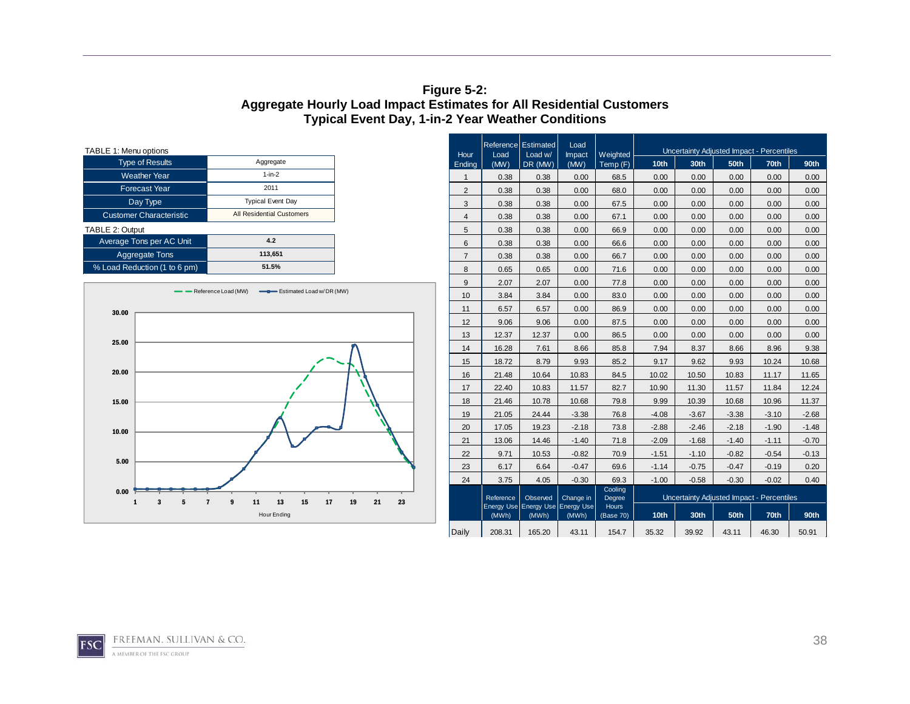# Figure 5-2:
## Aggregate Hourly Load Impact Estimates for All Residential Customers
## Typical Event Day, 1-in-2 Year Weather Conditions

TABLE 1: Menu options

| Type of Results | Aggregate |
|---|---|
| Weather Year | 1-in-2 |
| Forecast Year | 2011 |
| Day Type | Typical Event Day |
| Customer Characteristic | All Residential Customers |

TABLE 2: Output

| Average Tons per AC Unit | 4.2 |
|---|---|
| Aggregate Tons | 113,651 |
| % Load Reduction (1 to 6 pm) | 51.5% |

| Hour Ending | Reference Load (MW) | Estimated Load w/ DR (MW) | Load Impact (MW) | Weighted Temp (F) | Uncertainty Adjusted Impact - Percentiles 10th | 30th | 50th | 70th | 90th |
|---|---|---|---|---|---|---|---|---|---|
| 1 | 0.38 | 0.38 | 0.00 | 68.5 | 0.00 | 0.00 | 0.00 | 0.00 | 0.00 |
| 2 | 0.38 | 0.38 | 0.00 | 68.0 | 0.00 | 0.00 | 0.00 | 0.00 | 0.00 |
| 3 | 0.38 | 0.38 | 0.00 | 67.5 | 0.00 | 0.00 | 0.00 | 0.00 | 0.00 |
| 4 | 0.38 | 0.38 | 0.00 | 67.1 | 0.00 | 0.00 | 0.00 | 0.00 | 0.00 |
| 5 | 0.38 | 0.38 | 0.00 | 66.9 | 0.00 | 0.00 | 0.00 | 0.00 | 0.00 |
| 6 | 0.38 | 0.38 | 0.00 | 66.6 | 0.00 | 0.00 | 0.00 | 0.00 | 0.00 |
| 7 | 0.38 | 0.38 | 0.00 | 66.7 | 0.00 | 0.00 | 0.00 | 0.00 | 0.00 |
| 8 | 0.65 | 0.65 | 0.00 | 71.6 | 0.00 | 0.00 | 0.00 | 0.00 | 0.00 |
| 9 | 2.07 | 2.07 | 0.00 | 77.8 | 0.00 | 0.00 | 0.00 | 0.00 | 0.00 |
| 10 | 3.84 | 3.84 | 0.00 | 83.0 | 0.00 | 0.00 | 0.00 | 0.00 | 0.00 |
| 11 | 6.57 | 6.57 | 0.00 | 86.9 | 0.00 | 0.00 | 0.00 | 0.00 | 0.00 |
| 12 | 9.06 | 9.06 | 0.00 | 87.5 | 0.00 | 0.00 | 0.00 | 0.00 | 0.00 |
| 13 | 12.37 | 12.37 | 0.00 | 86.5 | 0.00 | 0.00 | 0.00 | 0.00 | 0.00 |
| 14 | 16.28 | 7.61 | 8.66 | 85.8 | 7.94 | 8.37 | 8.66 | 8.96 | 9.38 |
| 15 | 18.72 | 8.79 | 9.93 | 85.2 | 9.17 | 9.62 | 9.93 | 10.24 | 10.68 |
| 16 | 21.48 | 10.64 | 10.83 | 84.5 | 10.02 | 10.50 | 10.83 | 11.17 | 11.65 |
| 17 | 22.40 | 10.83 | 11.57 | 82.7 | 10.90 | 11.30 | 11.57 | 11.84 | 12.24 |
| 18 | 21.46 | 10.78 | 10.68 | 79.8 | 9.99 | 10.39 | 10.68 | 10.96 | 11.37 |
| 19 | 21.05 | 24.44 | -3.38 | 76.8 | -4.08 | -3.67 | -3.38 | -3.10 | -2.68 |
| 20 | 17.05 | 19.23 | -2.18 | 73.8 | -2.88 | -2.46 | -2.18 | -1.90 | -1.48 |
| 21 | 13.06 | 14.46 | -1.40 | 71.8 | -2.09 | -1.68 | -1.40 | -1.11 | -0.70 |
| 22 | 9.71 | 10.53 | -0.82 | 70.9 | -1.51 | -1.10 | -0.82 | -0.54 | -0.13 |
| 23 | 6.17 | 6.64 | -0.47 | 69.6 | -1.14 | -0.75 | -0.47 | -0.19 | 0.20 |
| 24 | 3.75 | 4.05 | -0.30 | 69.3 | -1.00 | -0.58 | -0.30 | -0.02 | 0.40 |
| | Reference Energy Use (MWh) | Observed Energy Use (MWh) | Change in Energy Use (MWh) | Cooling Degree Hours (Base 70) | Uncertainty Adjusted Impact - Percentiles 10th | 30th | 50th | 70th | 90th |
| Daily | 208.31 | 165.20 | 43.11 | 154.7 | 35.32 | 39.92 | 43.11 | 46.30 | 50.91 |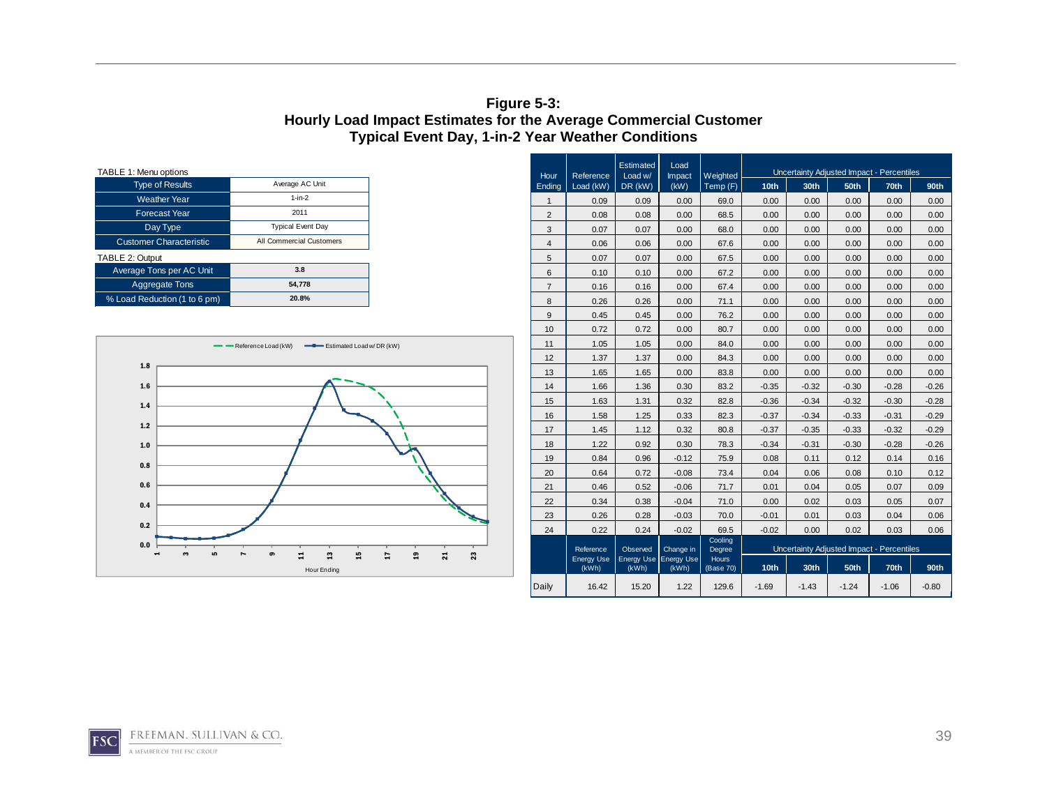**Figure 5-3:**
**Hourly Load Impact Estimates for the Average Commercial Customer**
**Typical Event Day, 1-in-2 Year Weather Conditions**

TABLE 1: Menu options

| Type of Results | Average AC Unit |
|---|---|
| Weather Year | 1-in-2 |
| Forecast Year | 2011 |
| Day Type | Typical Event Day |
| Customer Characteristic | All Commercial Customers |

TABLE 2: Output

| Average Tons per AC Unit | 3.8 |
|---|---|
| Aggregate Tons | 54,778 |
| % Load Reduction (1 to 6 pm) | 20.8% |

| Hour Ending | Reference Load (kW) | Estimated Load w/ DR (kW) | Load Impact (kW) | Weighted Temp (F) | Uncertainty Adjusted Impact - Percentiles | | | | |
|---|---|---|---|---|---|---|---|---|---|
| | | | | | 10th | 30th | 50th | 70th | 90th |
| 1 | 0.09 | 0.09 | 0.00 | 69.0 | 0.00 | 0.00 | 0.00 | 0.00 | 0.00 |
| 2 | 0.08 | 0.08 | 0.00 | 68.5 | 0.00 | 0.00 | 0.00 | 0.00 | 0.00 |
| 3 | 0.07 | 0.07 | 0.00 | 68.0 | 0.00 | 0.00 | 0.00 | 0.00 | 0.00 |
| 4 | 0.06 | 0.06 | 0.00 | 67.6 | 0.00 | 0.00 | 0.00 | 0.00 | 0.00 |
| 5 | 0.07 | 0.07 | 0.00 | 67.5 | 0.00 | 0.00 | 0.00 | 0.00 | 0.00 |
| 6 | 0.10 | 0.10 | 0.00 | 67.2 | 0.00 | 0.00 | 0.00 | 0.00 | 0.00 |
| 7 | 0.16 | 0.16 | 0.00 | 67.4 | 0.00 | 0.00 | 0.00 | 0.00 | 0.00 |
| 8 | 0.26 | 0.26 | 0.00 | 71.1 | 0.00 | 0.00 | 0.00 | 0.00 | 0.00 |
| 9 | 0.45 | 0.45 | 0.00 | 76.2 | 0.00 | 0.00 | 0.00 | 0.00 | 0.00 |
| 10 | 0.72 | 0.72 | 0.00 | 80.7 | 0.00 | 0.00 | 0.00 | 0.00 | 0.00 |
| 11 | 1.05 | 1.05 | 0.00 | 84.0 | 0.00 | 0.00 | 0.00 | 0.00 | 0.00 |
| 12 | 1.37 | 1.37 | 0.00 | 84.3 | 0.00 | 0.00 | 0.00 | 0.00 | 0.00 |
| 13 | 1.65 | 1.65 | 0.00 | 83.8 | 0.00 | 0.00 | 0.00 | 0.00 | 0.00 |
| 14 | 1.66 | 1.36 | 0.30 | 83.2 | -0.35 | -0.32 | -0.30 | -0.28 | -0.26 |
| 15 | 1.63 | 1.31 | 0.32 | 82.8 | -0.36 | -0.34 | -0.32 | -0.30 | -0.28 |
| 16 | 1.58 | 1.25 | 0.33 | 82.3 | -0.37 | -0.34 | -0.33 | -0.31 | -0.29 |
| 17 | 1.45 | 1.12 | 0.32 | 80.8 | -0.37 | -0.35 | -0.33 | -0.32 | -0.29 |
| 18 | 1.22 | 0.92 | 0.30 | 78.3 | -0.34 | -0.31 | -0.30 | -0.28 | -0.26 |
| 19 | 0.84 | 0.96 | -0.12 | 75.9 | 0.08 | 0.11 | 0.12 | 0.14 | 0.16 |
| 20 | 0.64 | 0.72 | -0.08 | 73.4 | 0.04 | 0.06 | 0.08 | 0.10 | 0.12 |
| 21 | 0.46 | 0.52 | -0.06 | 71.7 | 0.01 | 0.04 | 0.05 | 0.07 | 0.09 |
| 22 | 0.34 | 0.38 | -0.04 | 71.0 | 0.00 | 0.02 | 0.03 | 0.05 | 0.07 |
| 23 | 0.26 | 0.28 | -0.03 | 70.0 | -0.01 | 0.01 | 0.03 | 0.04 | 0.06 |
| 24 | 0.22 | 0.24 | -0.02 | 69.5 | -0.02 | 0.00 | 0.02 | 0.03 | 0.06 |
| | Reference Energy Use (kWh) | Observed Energy Use (kWh) | Change in Energy Use (kWh) | Cooling Degree Hours (Base 70) | Uncertainty Adjusted Impact - Percentiles | | | | |
| | | | | | 10th | 30th | 50th | 70th | 90th |
| Daily | 16.42 | 15.20 | 1.22 | 129.6 | -1.69 | -1.43 | -1.24 | -1.06 | -0.80 |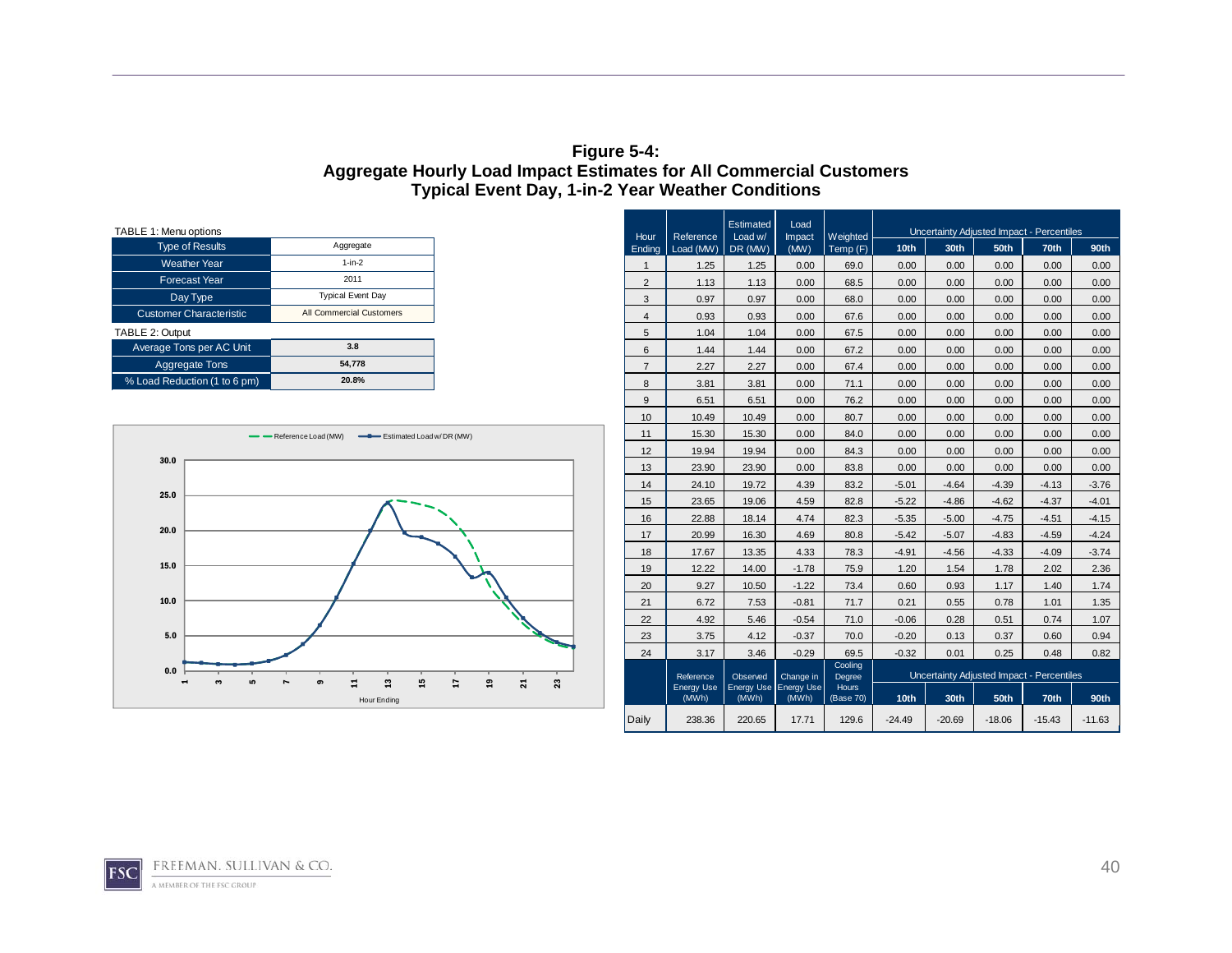# Figure 5-4:
# Aggregate Hourly Load Impact Estimates for All Commercial Customers
# Typical Event Day, 1-in-2 Year Weather Conditions

TABLE 1: Menu options

| | |
|---|---|
| Type of Results | Aggregate |
| Weather Year | 1-in-2 |
| Forecast Year | 2011 |
| Day Type | Typical Event Day |
| Customer Characteristic | All Commercial Customers |

TABLE 2: Output

| | |
|---|---|
| Average Tons per AC Unit | 3.8 |
| Aggregate Tons | 54,778 |
| % Load Reduction (1 to 6 pm) | 20.8% |

Reference Load (MW)
Estimated Load w/ DR (MW)
30.0
25.0
20.0
15.0
10.0
5.0
0.0
1 3 5 7 9 11 13 15 17 19 21 23
Hour Ending

| Hour Ending | Reference Load (MW) | Estimated Load w/ DR (MW) | Load Impact (MW) | Weighted Temp (F) | Uncertainty Adjusted Impact - Percentiles 10th | 30th | 50th | 70th | 90th |
|---|---|---|---|---|---|---|---|---|---|
| 1 | 1.25 | 1.25 | 0.00 | 69.0 | 0.00 | 0.00 | 0.00 | 0.00 | 0.00 |
| 2 | 1.13 | 1.13 | 0.00 | 68.5 | 0.00 | 0.00 | 0.00 | 0.00 | 0.00 |
| 3 | 0.97 | 0.97 | 0.00 | 68.0 | 0.00 | 0.00 | 0.00 | 0.00 | 0.00 |
| 4 | 0.93 | 0.93 | 0.00 | 67.6 | 0.00 | 0.00 | 0.00 | 0.00 | 0.00 |
| 5 | 1.04 | 1.04 | 0.00 | 67.5 | 0.00 | 0.00 | 0.00 | 0.00 | 0.00 |
| 6 | 1.44 | 1.44 | 0.00 | 67.2 | 0.00 | 0.00 | 0.00 | 0.00 | 0.00 |
| 7 | 2.27 | 2.27 | 0.00 | 67.4 | 0.00 | 0.00 | 0.00 | 0.00 | 0.00 |
| 8 | 3.81 | 3.81 | 0.00 | 71.1 | 0.00 | 0.00 | 0.00 | 0.00 | 0.00 |
| 9 | 6.51 | 6.51 | 0.00 | 76.2 | 0.00 | 0.00 | 0.00 | 0.00 | 0.00 |
| 10 | 10.49 | 10.49 | 0.00 | 80.7 | 0.00 | 0.00 | 0.00 | 0.00 | 0.00 |
| 11 | 15.30 | 15.30 | 0.00 | 84.0 | 0.00 | 0.00 | 0.00 | 0.00 | 0.00 |
| 12 | 19.94 | 19.94 | 0.00 | 84.3 | 0.00 | 0.00 | 0.00 | 0.00 | 0.00 |
| 13 | 23.90 | 23.90 | 0.00 | 83.8 | 0.00 | 0.00 | 0.00 | 0.00 | 0.00 |
| 14 | 24.10 | 19.72 | 4.39 | 83.2 | -5.01 | -4.64 | -4.39 | -4.13 | -3.76 |
| 15 | 23.65 | 19.06 | 4.59 | 82.8 | -5.22 | -4.86 | -4.62 | -4.37 | -4.01 |
| 16 | 22.88 | 18.14 | 4.74 | 82.3 | -5.35 | -5.00 | -4.75 | -4.51 | -4.15 |
| 17 | 20.99 | 16.30 | 4.69 | 80.8 | -5.42 | -5.07 | -4.83 | -4.59 | -4.24 |
| 18 | 17.67 | 13.35 | 4.33 | 78.3 | -4.91 | -4.56 | -4.33 | -4.09 | -3.74 |
| 19 | 12.22 | 14.00 | -1.78 | 75.9 | 1.20 | 1.54 | 1.78 | 2.02 | 2.36 |
| 20 | 9.27 | 10.50 | -1.22 | 73.4 | 0.60 | 0.93 | 1.17 | 1.40 | 1.74 |
| 21 | 6.72 | 7.53 | -0.81 | 71.7 | 0.21 | 0.55 | 0.78 | 1.01 | 1.35 |
| 22 | 4.92 | 5.46 | -0.54 | 71.0 | -0.06 | 0.28 | 0.51 | 0.74 | 1.07 |
| 23 | 3.75 | 4.12 | -0.37 | 70.0 | -0.20 | 0.13 | 0.37 | 0.60 | 0.94 |
| 24 | 3.17 | 3.46 | -0.29 | 69.5 | -0.32 | 0.01 | 0.25 | 0.48 | 0.82 |
| | Reference Energy Use (MWh) | Observed Energy Use (MWh) | Change in Energy Use (MWh) | Cooling Degree Hours (Base 70) | Uncertainty Adjusted Impact - Percentiles 10th | 30th | 50th | 70th | 90th |
| Daily | 238.36 | 220.65 | 17.71 | 129.6 | -24.49 | -20.69 | -18.06 | -15.43 | -11.63 |